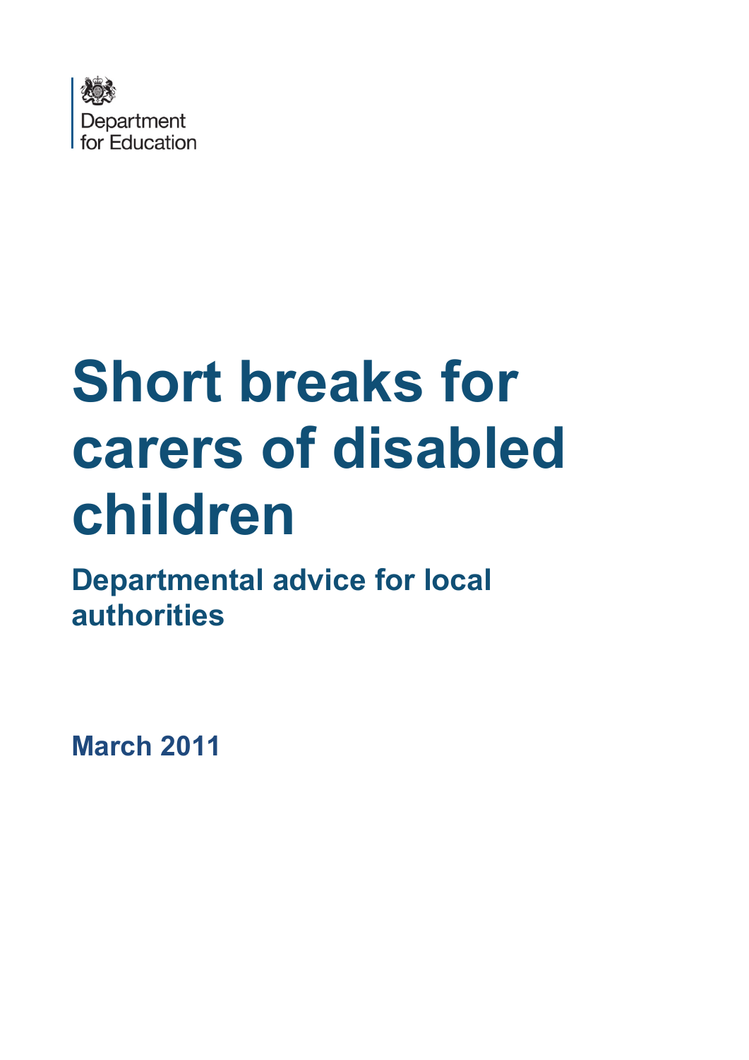Department for Education

# Short breaks for carers of disabled children

## Departmental advice for local authorities

**March 2011**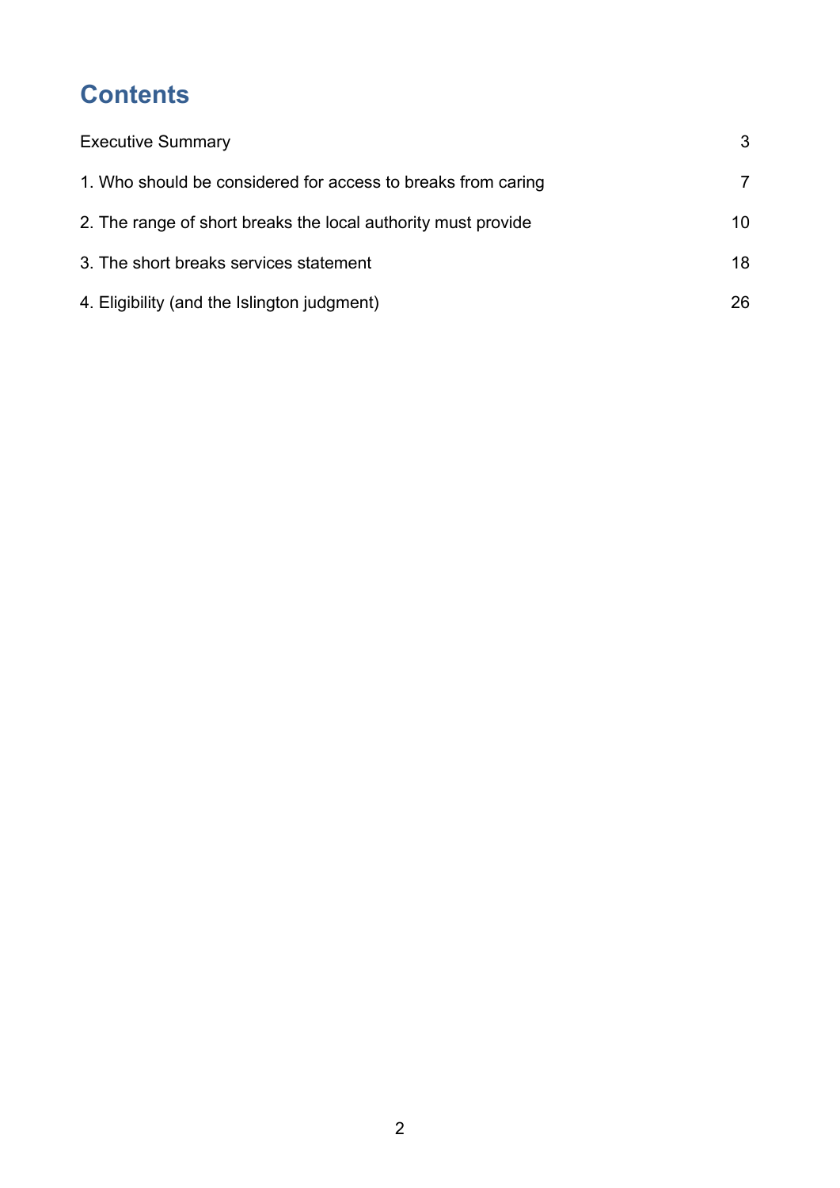# Contents

| | |
|---|---|
| Executive Summary | 3 |
| 1. Who should be considered for access to breaks from caring | 7 |
| 2. The range of short breaks the local authority must provide | 10 |
| 3. The short breaks services statement | 18 |
| 4. Eligibility (and the Islington judgment) | 26 |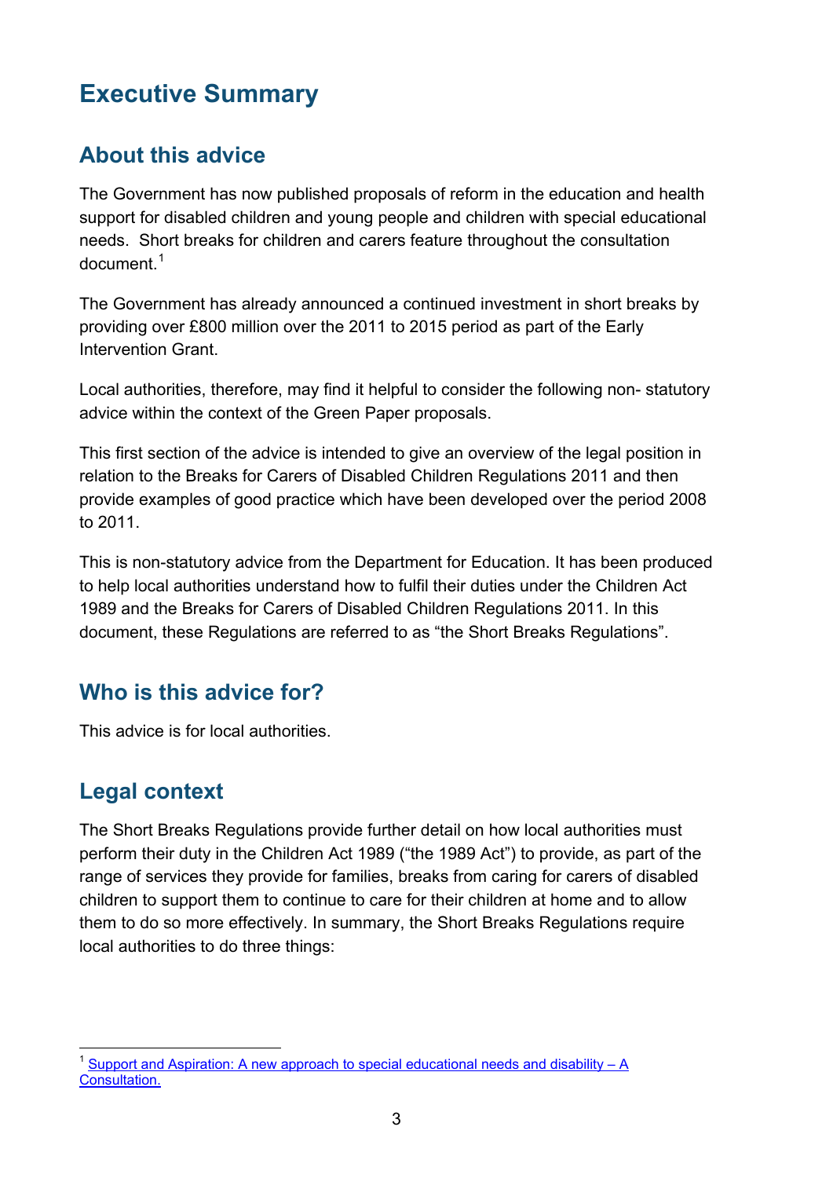# Executive Summary

## About this advice

The Government has now published proposals of reform in the education and health support for disabled children and young people and children with special educational needs. Short breaks for children and carers feature throughout the consultation document.[1]

The Government has already announced a continued investment in short breaks by providing over £800 million over the 2011 to 2015 period as part of the Early Intervention Grant.

Local authorities, therefore, may find it helpful to consider the following non- statutory advice within the context of the Green Paper proposals.

This first section of the advice is intended to give an overview of the legal position in relation to the Breaks for Carers of Disabled Children Regulations 2011 and then provide examples of good practice which have been developed over the period 2008 to 2011.

This is non-statutory advice from the Department for Education. It has been produced to help local authorities understand how to fulfil their duties under the Children Act 1989 and the Breaks for Carers of Disabled Children Regulations 2011. In this document, these Regulations are referred to as “the Short Breaks Regulations”.

## Who is this advice for?

This advice is for local authorities.

## Legal context

The Short Breaks Regulations provide further detail on how local authorities must perform their duty in the Children Act 1989 (“the 1989 Act”) to provide, as part of the range of services they provide for families, breaks from caring for carers of disabled children to support them to continue to care for their children at home and to allow them to do so more effectively. In summary, the Short Breaks Regulations require local authorities to do three things:

[1] Support and Aspiration: A new approach to special educational needs and disability – A Consultation.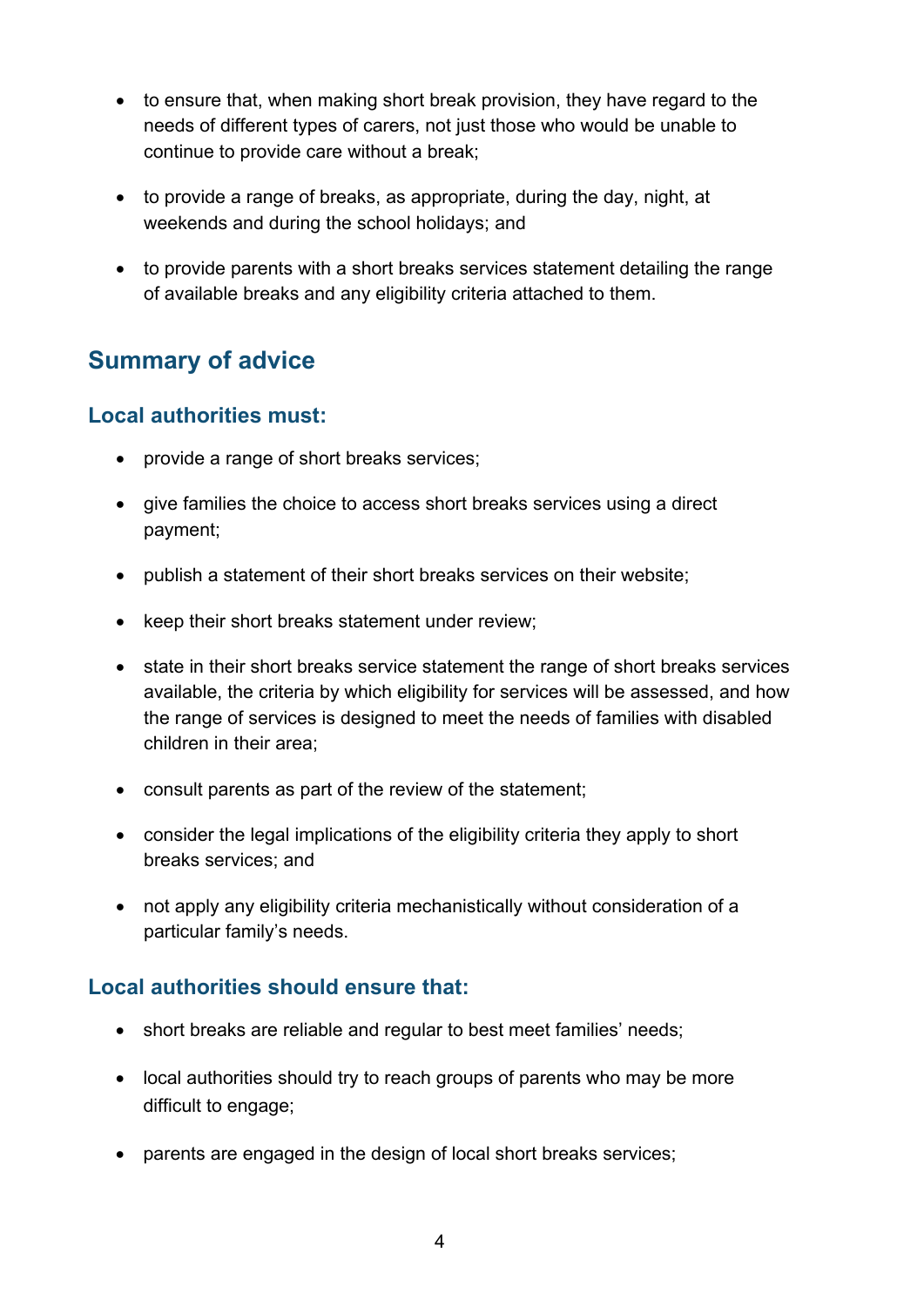- to ensure that, when making short break provision, they have regard to the needs of different types of carers, not just those who would be unable to continue to provide care without a break;
- to provide a range of breaks, as appropriate, during the day, night, at weekends and during the school holidays; and
- to provide parents with a short breaks services statement detailing the range of available breaks and any eligibility criteria attached to them.

## Summary of advice

### Local authorities must:

- provide a range of short breaks services;
- give families the choice to access short breaks services using a direct payment;
- publish a statement of their short breaks services on their website;
- keep their short breaks statement under review;
- state in their short breaks service statement the range of short breaks services available, the criteria by which eligibility for services will be assessed, and how the range of services is designed to meet the needs of families with disabled children in their area;
- consult parents as part of the review of the statement;
- consider the legal implications of the eligibility criteria they apply to short breaks services; and
- not apply any eligibility criteria mechanistically without consideration of a particular family's needs.

### Local authorities should ensure that:

- short breaks are reliable and regular to best meet families' needs;
- local authorities should try to reach groups of parents who may be more difficult to engage;
- parents are engaged in the design of local short breaks services;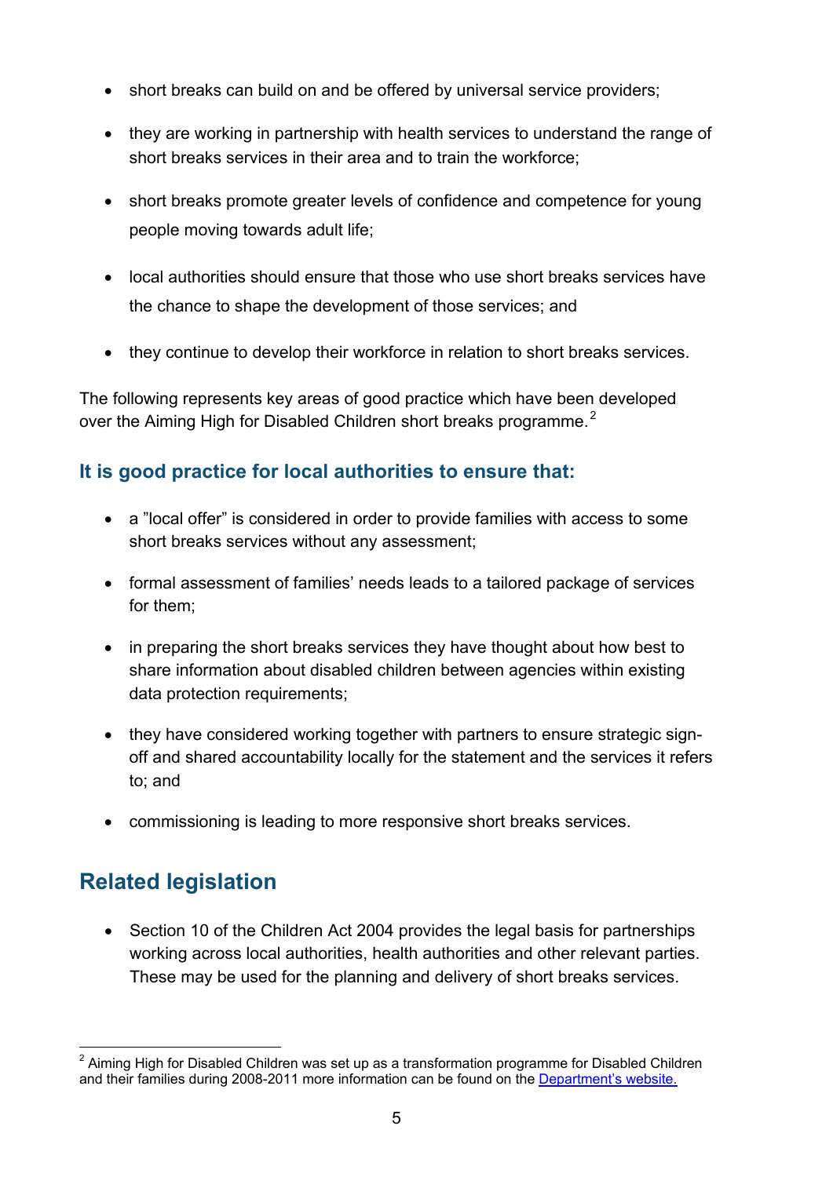- short breaks can build on and be offered by universal service providers;
- they are working in partnership with health services to understand the range of short breaks services in their area and to train the workforce;
- short breaks promote greater levels of confidence and competence for young people moving towards adult life;
- local authorities should ensure that those who use short breaks services have the chance to shape the development of those services; and
- they continue to develop their workforce in relation to short breaks services.

The following represents key areas of good practice which have been developed over the Aiming High for Disabled Children short breaks programme.[2]

### It is good practice for local authorities to ensure that:

- a "local offer" is considered in order to provide families with access to some short breaks services without any assessment;
- formal assessment of families' needs leads to a tailored package of services for them;
- in preparing the short breaks services they have thought about how best to share information about disabled children between agencies within existing data protection requirements;
- they have considered working together with partners to ensure strategic sign-off and shared accountability locally for the statement and the services it refers to; and
- commissioning is leading to more responsive short breaks services.

## Related legislation

- Section 10 of the Children Act 2004 provides the legal basis for partnerships working across local authorities, health authorities and other relevant parties. These may be used for the planning and delivery of short breaks services.

[2] Aiming High for Disabled Children was set up as a transformation programme for Disabled Children and their families during 2008-2011 more information can be found on the Department's website.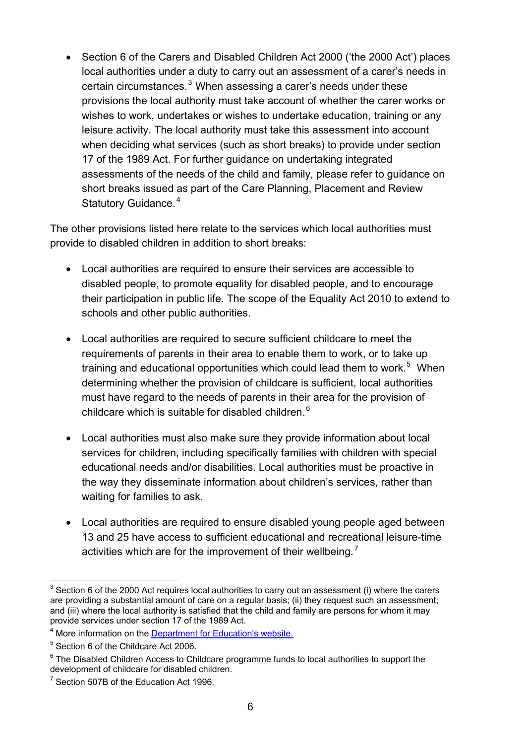- Section 6 of the Carers and Disabled Children Act 2000 ('the 2000 Act') places local authorities under a duty to carry out an assessment of a carer's needs in certain circumstances.[3] When assessing a carer's needs under these provisions the local authority must take account of whether the carer works or wishes to work, undertakes or wishes to undertake education, training or any leisure activity. The local authority must take this assessment into account when deciding what services (such as short breaks) to provide under section 17 of the 1989 Act. For further guidance on undertaking integrated assessments of the needs of the child and family, please refer to guidance on short breaks issued as part of the Care Planning, Placement and Review Statutory Guidance.[4]

The other provisions listed here relate to the services which local authorities must provide to disabled children in addition to short breaks:

- Local authorities are required to ensure their services are accessible to disabled people, to promote equality for disabled people, and to encourage their participation in public life. The scope of the Equality Act 2010 to extend to schools and other public authorities.

- Local authorities are required to secure sufficient childcare to meet the requirements of parents in their area to enable them to work, or to take up training and educational opportunities which could lead them to work.[5] When determining whether the provision of childcare is sufficient, local authorities must have regard to the needs of parents in their area for the provision of childcare which is suitable for disabled children.[6]

- Local authorities must also make sure they provide information about local services for children, including specifically families with children with special educational needs and/or disabilities. Local authorities must be proactive in the way they disseminate information about children's services, rather than waiting for families to ask.

- Local authorities are required to ensure disabled young people aged between 13 and 25 have access to sufficient educational and recreational leisure-time activities which are for the improvement of their wellbeing.[7]

---

[3] Section 6 of the 2000 Act requires local authorities to carry out an assessment (i) where the carers are providing a substantial amount of care on a regular basis; (ii) they request such an assessment; and (iii) where the local authority is satisfied that the child and family are persons for whom it may provide services under section 17 of the 1989 Act.

[4] More information on the [Department for Education's website.]()

[5] Section 6 of the Childcare Act 2006.

[6] The Disabled Children Access to Childcare programme funds to local authorities to support the development of childcare for disabled children.

[7] Section 507B of the Education Act 1996.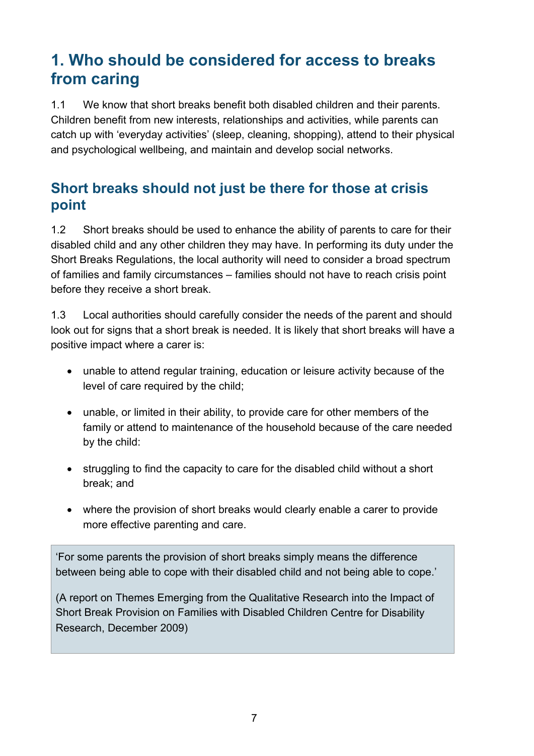# 1. Who should be considered for access to breaks from caring

1.1 We know that short breaks benefit both disabled children and their parents. Children benefit from new interests, relationships and activities, while parents can catch up with 'everyday activities' (sleep, cleaning, shopping), attend to their physical and psychological wellbeing, and maintain and develop social networks.

## Short breaks should not just be there for those at crisis point

1.2 Short breaks should be used to enhance the ability of parents to care for their disabled child and any other children they may have. In performing its duty under the Short Breaks Regulations, the local authority will need to consider a broad spectrum of families and family circumstances – families should not have to reach crisis point before they receive a short break.

1.3 Local authorities should carefully consider the needs of the parent and should look out for signs that a short break is needed. It is likely that short breaks will have a positive impact where a carer is:

- unable to attend regular training, education or leisure activity because of the level of care required by the child;
- unable, or limited in their ability, to provide care for other members of the family or attend to maintenance of the household because of the care needed by the child:
- struggling to find the capacity to care for the disabled child without a short break; and
- where the provision of short breaks would clearly enable a carer to provide more effective parenting and care.

> 'For some parents the provision of short breaks simply means the difference between being able to cope with their disabled child and not being able to cope.'
>
> (A report on Themes Emerging from the Qualitative Research into the Impact of Short Break Provision on Families with Disabled Children Centre for Disability Research, December 2009)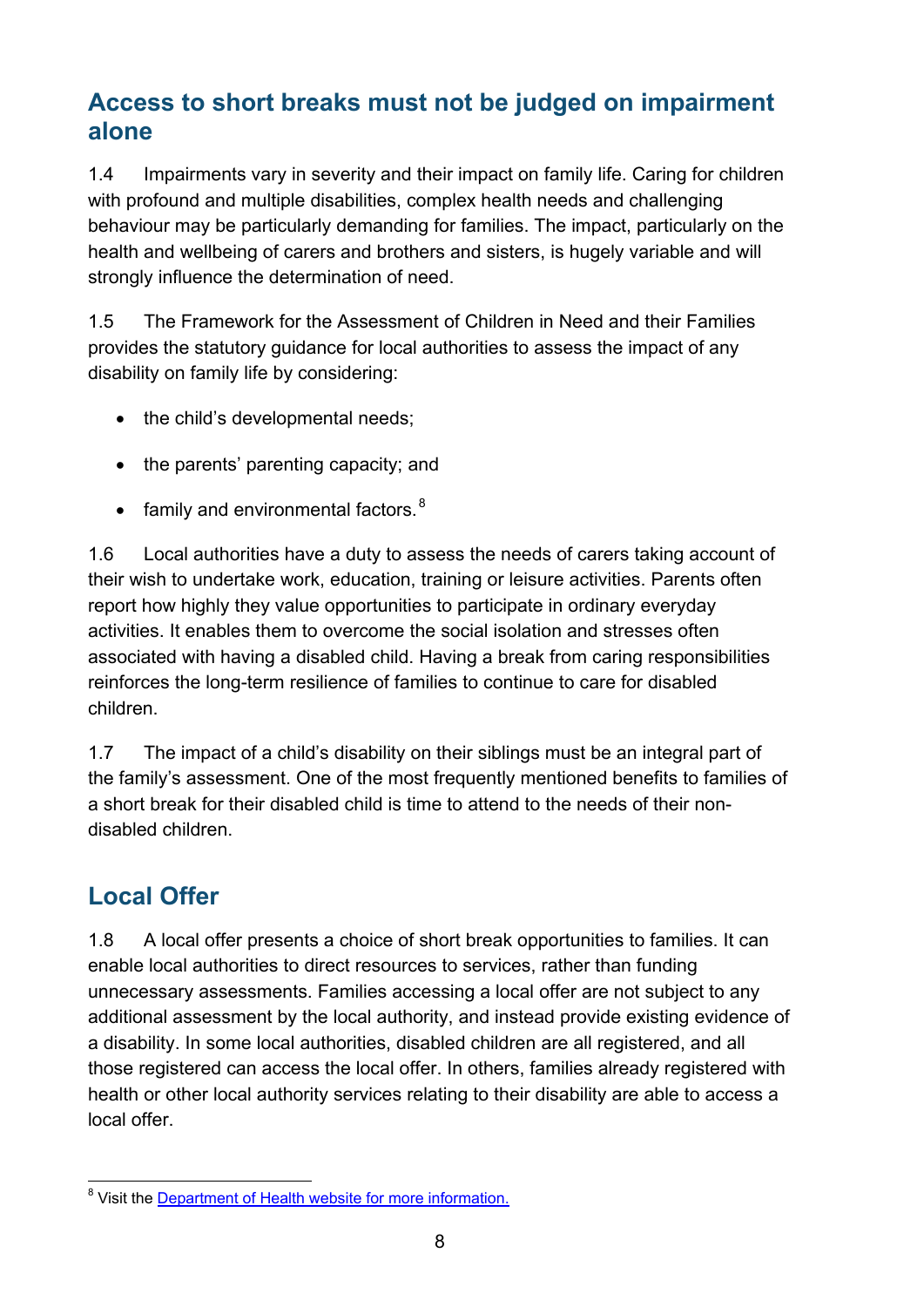## Access to short breaks must not be judged on impairment alone

1.4 Impairments vary in severity and their impact on family life. Caring for children with profound and multiple disabilities, complex health needs and challenging behaviour may be particularly demanding for families. The impact, particularly on the health and wellbeing of carers and brothers and sisters, is hugely variable and will strongly influence the determination of need.

1.5 The Framework for the Assessment of Children in Need and their Families provides the statutory guidance for local authorities to assess the impact of any disability on family life by considering:

- the child's developmental needs;
- the parents' parenting capacity; and
- family and environmental factors.[8]

1.6 Local authorities have a duty to assess the needs of carers taking account of their wish to undertake work, education, training or leisure activities. Parents often report how highly they value opportunities to participate in ordinary everyday activities. It enables them to overcome the social isolation and stresses often associated with having a disabled child. Having a break from caring responsibilities reinforces the long-term resilience of families to continue to care for disabled children.

1.7 The impact of a child's disability on their siblings must be an integral part of the family's assessment. One of the most frequently mentioned benefits to families of a short break for their disabled child is time to attend to the needs of their non-disabled children.

## Local Offer

1.8 A local offer presents a choice of short break opportunities to families. It can enable local authorities to direct resources to services, rather than funding unnecessary assessments. Families accessing a local offer are not subject to any additional assessment by the local authority, and instead provide existing evidence of a disability. In some local authorities, disabled children are all registered, and all those registered can access the local offer. In others, families already registered with health or other local authority services relating to their disability are able to access a local offer.

[8] Visit the Department of Health website for more information.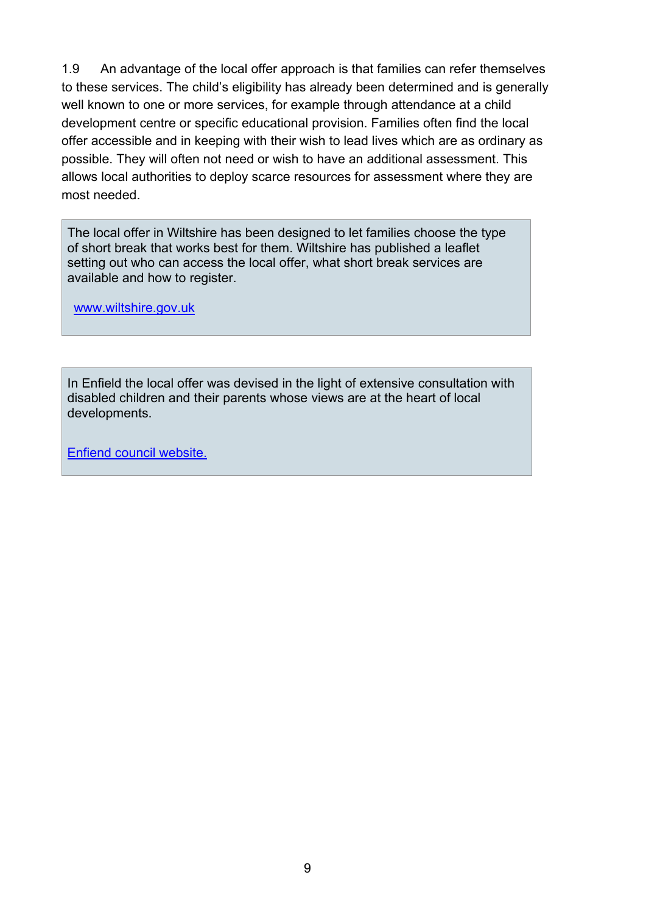1.9 An advantage of the local offer approach is that families can refer themselves to these services. The child's eligibility has already been determined and is generally well known to one or more services, for example through attendance at a child development centre or specific educational provision. Families often find the local offer accessible and in keeping with their wish to lead lives which are as ordinary as possible. They will often not need or wish to have an additional assessment. This allows local authorities to deploy scarce resources for assessment where they are most needed.

> The local offer in Wiltshire has been designed to let families choose the type of short break that works best for them. Wiltshire has published a leaflet setting out who can access the local offer, what short break services are available and how to register.
>
> www.wiltshire.gov.uk

> In Enfield the local offer was devised in the light of extensive consultation with disabled children and their parents whose views are at the heart of local developments.
>
> Enfiend council website.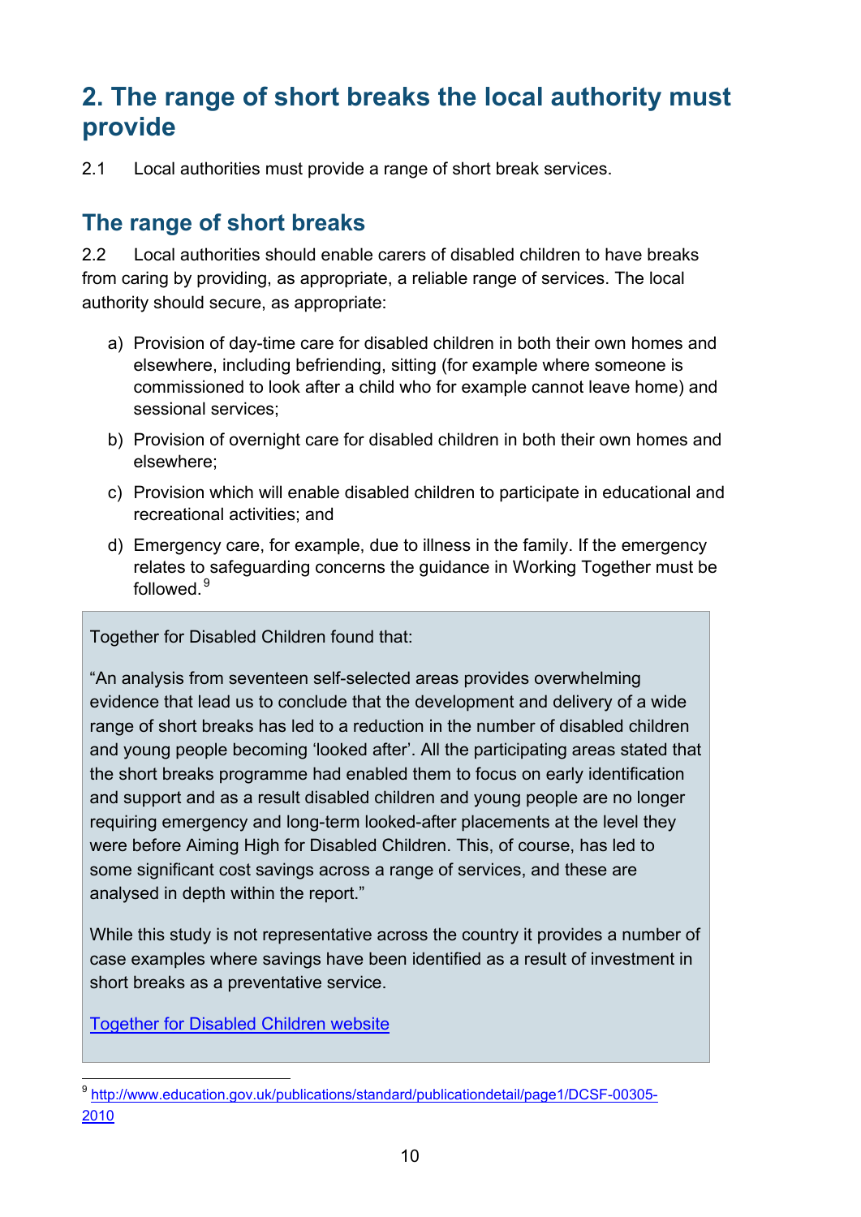## 2. The range of short breaks the local authority must provide

2.1 Local authorities must provide a range of short break services.

### The range of short breaks

2.2 Local authorities should enable carers of disabled children to have breaks from caring by providing, as appropriate, a reliable range of services. The local authority should secure, as appropriate:

a) Provision of day-time care for disabled children in both their own homes and elsewhere, including befriending, sitting (for example where someone is commissioned to look after a child who for example cannot leave home) and sessional services;

b) Provision of overnight care for disabled children in both their own homes and elsewhere;

c) Provision which will enable disabled children to participate in educational and recreational activities; and

d) Emergency care, for example, due to illness in the family. If the emergency relates to safeguarding concerns the guidance in Working Together must be followed.[9]

> Together for Disabled Children found that:
>
> "An analysis from seventeen self-selected areas provides overwhelming evidence that lead us to conclude that the development and delivery of a wide range of short breaks has led to a reduction in the number of disabled children and young people becoming 'looked after'. All the participating areas stated that the short breaks programme had enabled them to focus on early identification and support and as a result disabled children and young people are no longer requiring emergency and long-term looked-after placements at the level they were before Aiming High for Disabled Children. This, of course, has led to some significant cost savings across a range of services, and these are analysed in depth within the report."
>
> While this study is not representative across the country it provides a number of case examples where savings have been identified as a result of investment in short breaks as a preventative service.
>
> [Together for Disabled Children website]

[9] http://www.education.gov.uk/publications/standard/publicationdetail/page1/DCSF-00305-2010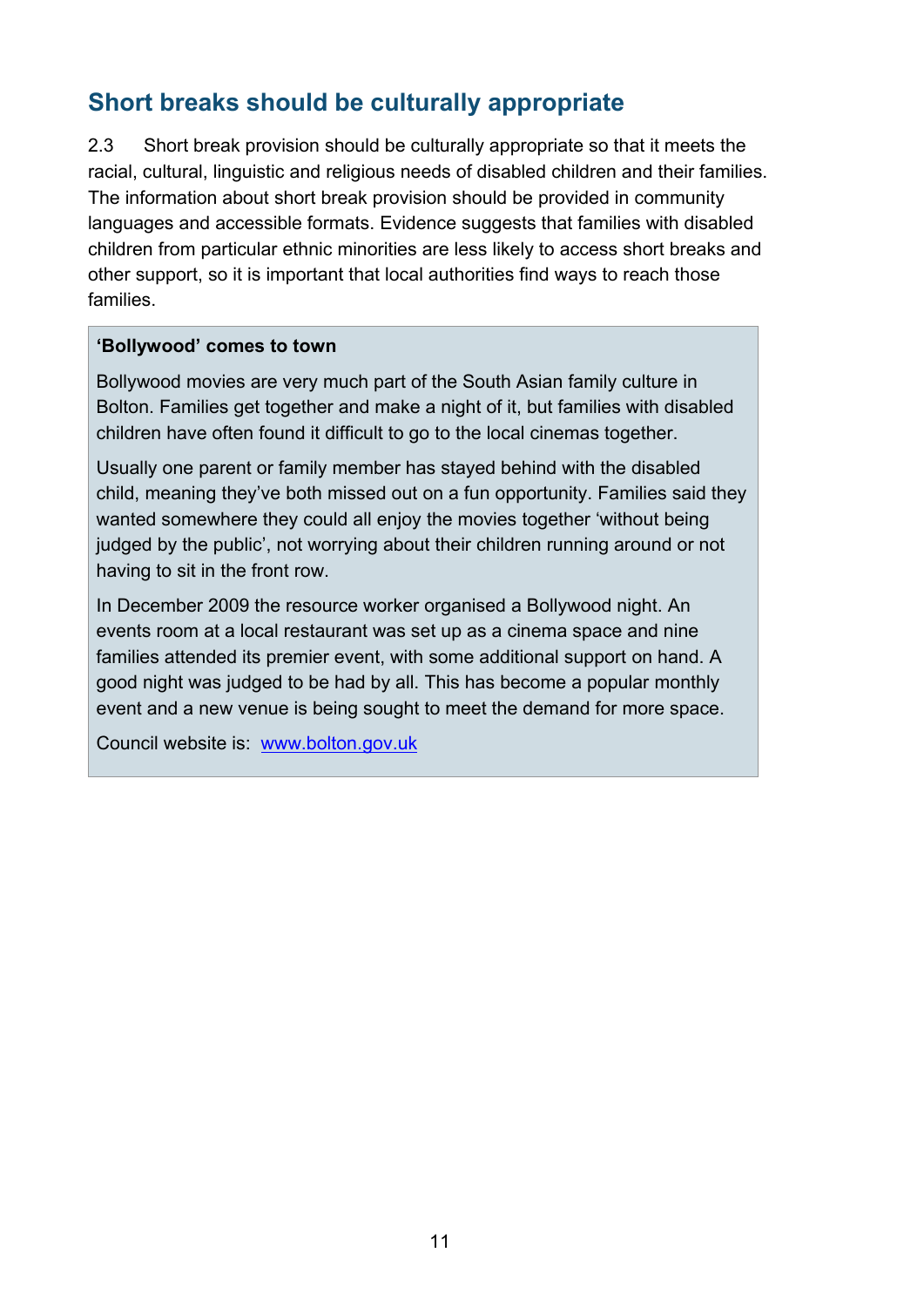## Short breaks should be culturally appropriate

2.3 Short break provision should be culturally appropriate so that it meets the racial, cultural, linguistic and religious needs of disabled children and their families. The information about short break provision should be provided in community languages and accessible formats. Evidence suggests that families with disabled children from particular ethnic minorities are less likely to access short breaks and other support, so it is important that local authorities find ways to reach those families.

> **'Bollywood' comes to town**
>
> Bollywood movies are very much part of the South Asian family culture in Bolton. Families get together and make a night of it, but families with disabled children have often found it difficult to go to the local cinemas together.
>
> Usually one parent or family member has stayed behind with the disabled child, meaning they've both missed out on a fun opportunity. Families said they wanted somewhere they could all enjoy the movies together 'without being judged by the public', not worrying about their children running around or not having to sit in the front row.
>
> In December 2009 the resource worker organised a Bollywood night. An events room at a local restaurant was set up as a cinema space and nine families attended its premier event, with some additional support on hand. A good night was judged to be had by all. This has become a popular monthly event and a new venue is being sought to meet the demand for more space.
>
> Council website is: [www.bolton.gov.uk](http://www.bolton.gov.uk)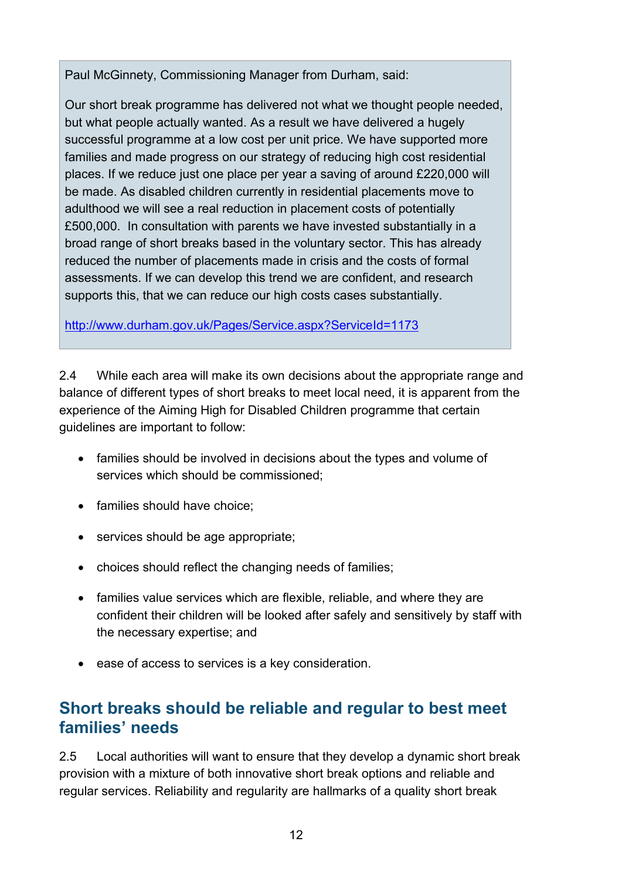Paul McGinnety, Commissioning Manager from Durham, said:

Our short break programme has delivered not what we thought people needed, but what people actually wanted. As a result we have delivered a hugely successful programme at a low cost per unit price. We have supported more families and made progress on our strategy of reducing high cost residential places. If we reduce just one place per year a saving of around £220,000 will be made. As disabled children currently in residential placements move to adulthood we will see a real reduction in placement costs of potentially £500,000. In consultation with parents we have invested substantially in a broad range of short breaks based in the voluntary sector. This has already reduced the number of placements made in crisis and the costs of formal assessments. If we can develop this trend we are confident, and research supports this, that we can reduce our high costs cases substantially.

http://www.durham.gov.uk/Pages/Service.aspx?ServiceId=1173

2.4 While each area will make its own decisions about the appropriate range and balance of different types of short breaks to meet local need, it is apparent from the experience of the Aiming High for Disabled Children programme that certain guidelines are important to follow:

- families should be involved in decisions about the types and volume of services which should be commissioned;
- families should have choice;
- services should be age appropriate;
- choices should reflect the changing needs of families;
- families value services which are flexible, reliable, and where they are confident their children will be looked after safely and sensitively by staff with the necessary expertise; and
- ease of access to services is a key consideration.

## Short breaks should be reliable and regular to best meet families' needs

2.5 Local authorities will want to ensure that they develop a dynamic short break provision with a mixture of both innovative short break options and reliable and regular services. Reliability and regularity are hallmarks of a quality short break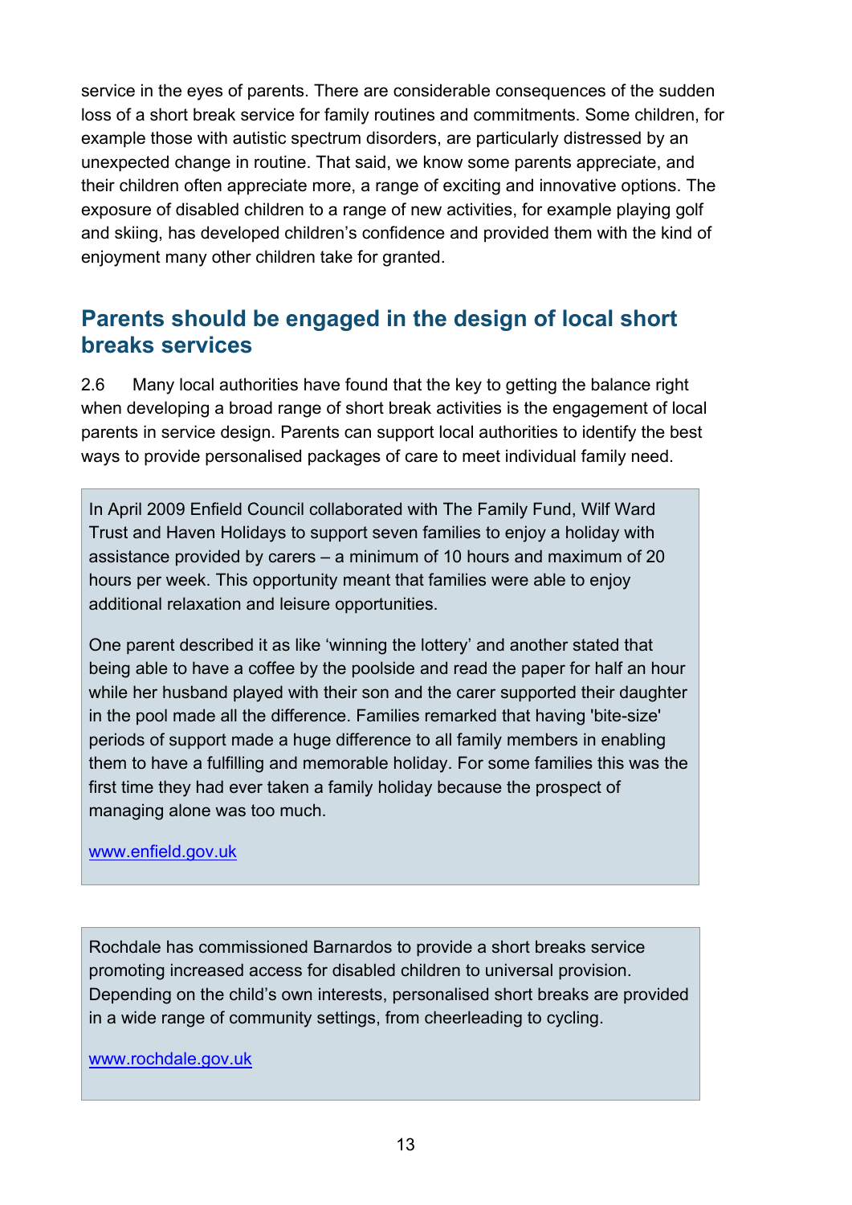service in the eyes of parents. There are considerable consequences of the sudden loss of a short break service for family routines and commitments. Some children, for example those with autistic spectrum disorders, are particularly distressed by an unexpected change in routine. That said, we know some parents appreciate, and their children often appreciate more, a range of exciting and innovative options. The exposure of disabled children to a range of new activities, for example playing golf and skiing, has developed children's confidence and provided them with the kind of enjoyment many other children take for granted.

## Parents should be engaged in the design of local short breaks services

2.6 Many local authorities have found that the key to getting the balance right when developing a broad range of short break activities is the engagement of local parents in service design. Parents can support local authorities to identify the best ways to provide personalised packages of care to meet individual family need.

> In April 2009 Enfield Council collaborated with The Family Fund, Wilf Ward Trust and Haven Holidays to support seven families to enjoy a holiday with assistance provided by carers – a minimum of 10 hours and maximum of 20 hours per week. This opportunity meant that families were able to enjoy additional relaxation and leisure opportunities.
>
> One parent described it as like 'winning the lottery' and another stated that being able to have a coffee by the poolside and read the paper for half an hour while her husband played with their son and the carer supported their daughter in the pool made all the difference. Families remarked that having 'bite-size' periods of support made a huge difference to all family members in enabling them to have a fulfilling and memorable holiday. For some families this was the first time they had ever taken a family holiday because the prospect of managing alone was too much.
>
> [www.enfield.gov.uk](http://www.enfield.gov.uk)

> Rochdale has commissioned Barnardos to provide a short breaks service promoting increased access for disabled children to universal provision. Depending on the child's own interests, personalised short breaks are provided in a wide range of community settings, from cheerleading to cycling.
>
> [www.rochdale.gov.uk](http://www.rochdale.gov.uk)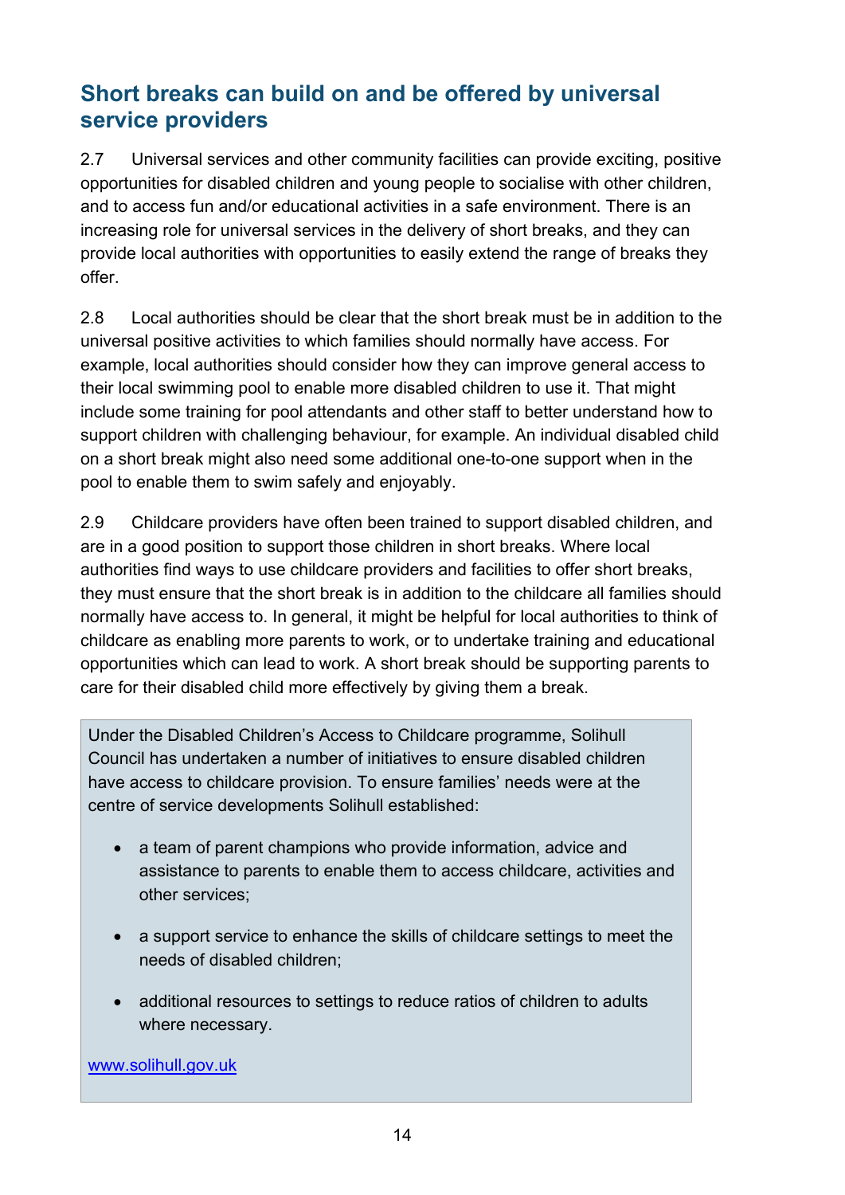## Short breaks can build on and be offered by universal service providers

2.7 Universal services and other community facilities can provide exciting, positive opportunities for disabled children and young people to socialise with other children, and to access fun and/or educational activities in a safe environment. There is an increasing role for universal services in the delivery of short breaks, and they can provide local authorities with opportunities to easily extend the range of breaks they offer.

2.8 Local authorities should be clear that the short break must be in addition to the universal positive activities to which families should normally have access. For example, local authorities should consider how they can improve general access to their local swimming pool to enable more disabled children to use it. That might include some training for pool attendants and other staff to better understand how to support children with challenging behaviour, for example. An individual disabled child on a short break might also need some additional one-to-one support when in the pool to enable them to swim safely and enjoyably.

2.9 Childcare providers have often been trained to support disabled children, and are in a good position to support those children in short breaks. Where local authorities find ways to use childcare providers and facilities to offer short breaks, they must ensure that the short break is in addition to the childcare all families should normally have access to. In general, it might be helpful for local authorities to think of childcare as enabling more parents to work, or to undertake training and educational opportunities which can lead to work. A short break should be supporting parents to care for their disabled child more effectively by giving them a break.

> Under the Disabled Children's Access to Childcare programme, Solihull Council has undertaken a number of initiatives to ensure disabled children have access to childcare provision. To ensure families' needs were at the centre of service developments Solihull established:
>
> - a team of parent champions who provide information, advice and assistance to parents to enable them to access childcare, activities and other services;
> - a support service to enhance the skills of childcare settings to meet the needs of disabled children;
> - additional resources to settings to reduce ratios of children to adults where necessary.
>
> [www.solihull.gov.uk](http://www.solihull.gov.uk)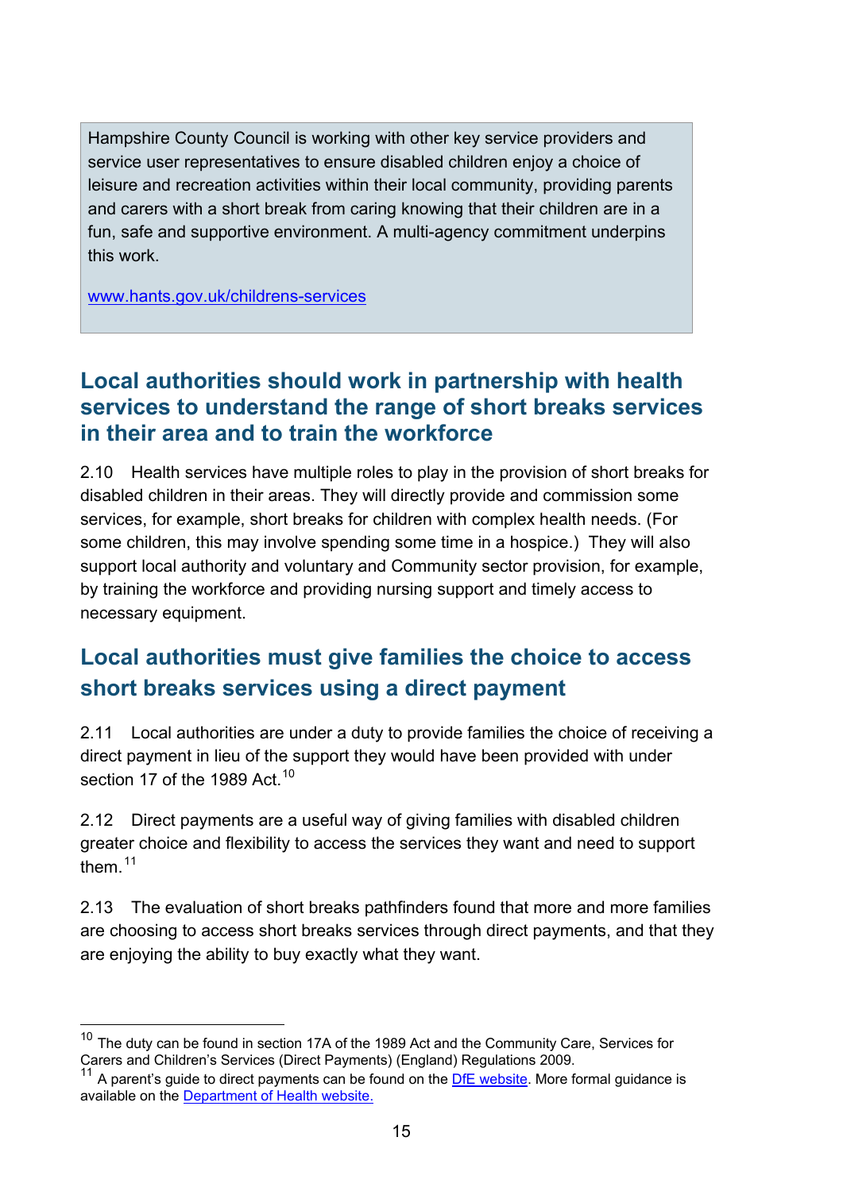Hampshire County Council is working with other key service providers and service user representatives to ensure disabled children enjoy a choice of leisure and recreation activities within their local community, providing parents and carers with a short break from caring knowing that their children are in a fun, safe and supportive environment. A multi-agency commitment underpins this work.

www.hants.gov.uk/childrens-services

## Local authorities should work in partnership with health services to understand the range of short breaks services in their area and to train the workforce

2.10 Health services have multiple roles to play in the provision of short breaks for disabled children in their areas. They will directly provide and commission some services, for example, short breaks for children with complex health needs. (For some children, this may involve spending some time in a hospice.) They will also support local authority and voluntary and Community sector provision, for example, by training the workforce and providing nursing support and timely access to necessary equipment.

## Local authorities must give families the choice to access short breaks services using a direct payment

2.11 Local authorities are under a duty to provide families the choice of receiving a direct payment in lieu of the support they would have been provided with under section 17 of the 1989 Act.[10]

2.12 Direct payments are a useful way of giving families with disabled children greater choice and flexibility to access the services they want and need to support them.[11]

2.13 The evaluation of short breaks pathfinders found that more and more families are choosing to access short breaks services through direct payments, and that they are enjoying the ability to buy exactly what they want.

---

[10] The duty can be found in section 17A of the 1989 Act and the Community Care, Services for Carers and Children's Services (Direct Payments) (England) Regulations 2009.

[11] A parent's guide to direct payments can be found on the DfE website. More formal guidance is available on the Department of Health website.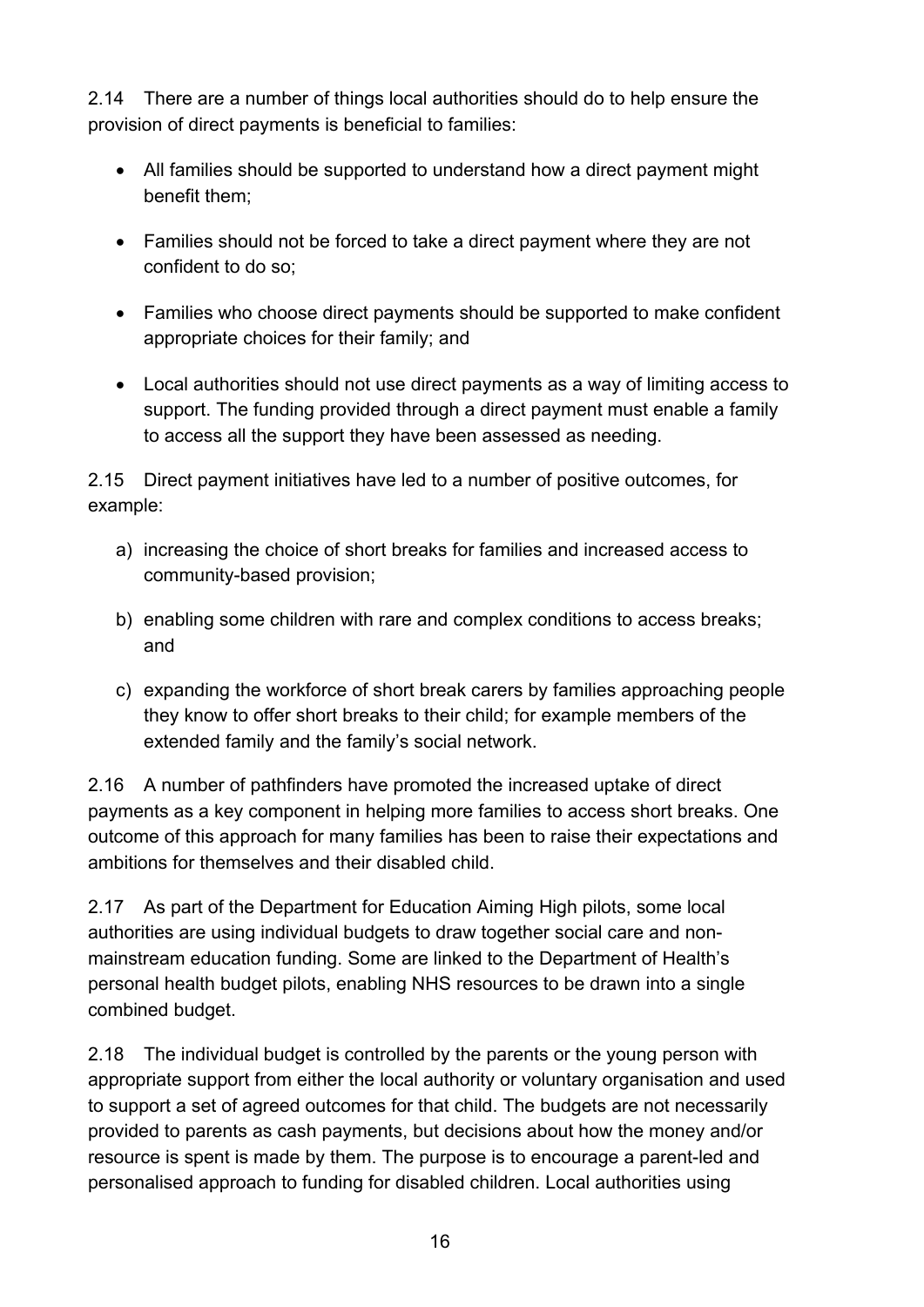2.14 There are a number of things local authorities should do to help ensure the provision of direct payments is beneficial to families:

- All families should be supported to understand how a direct payment might benefit them;
- Families should not be forced to take a direct payment where they are not confident to do so;
- Families who choose direct payments should be supported to make confident appropriate choices for their family; and
- Local authorities should not use direct payments as a way of limiting access to support. The funding provided through a direct payment must enable a family to access all the support they have been assessed as needing.

2.15 Direct payment initiatives have led to a number of positive outcomes, for example:

a) increasing the choice of short breaks for families and increased access to community-based provision;

b) enabling some children with rare and complex conditions to access breaks; and

c) expanding the workforce of short break carers by families approaching people they know to offer short breaks to their child; for example members of the extended family and the family's social network.

2.16 A number of pathfinders have promoted the increased uptake of direct payments as a key component in helping more families to access short breaks. One outcome of this approach for many families has been to raise their expectations and ambitions for themselves and their disabled child.

2.17 As part of the Department for Education Aiming High pilots, some local authorities are using individual budgets to draw together social care and non-mainstream education funding. Some are linked to the Department of Health's personal health budget pilots, enabling NHS resources to be drawn into a single combined budget.

2.18 The individual budget is controlled by the parents or the young person with appropriate support from either the local authority or voluntary organisation and used to support a set of agreed outcomes for that child. The budgets are not necessarily provided to parents as cash payments, but decisions about how the money and/or resource is spent is made by them. The purpose is to encourage a parent-led and personalised approach to funding for disabled children. Local authorities using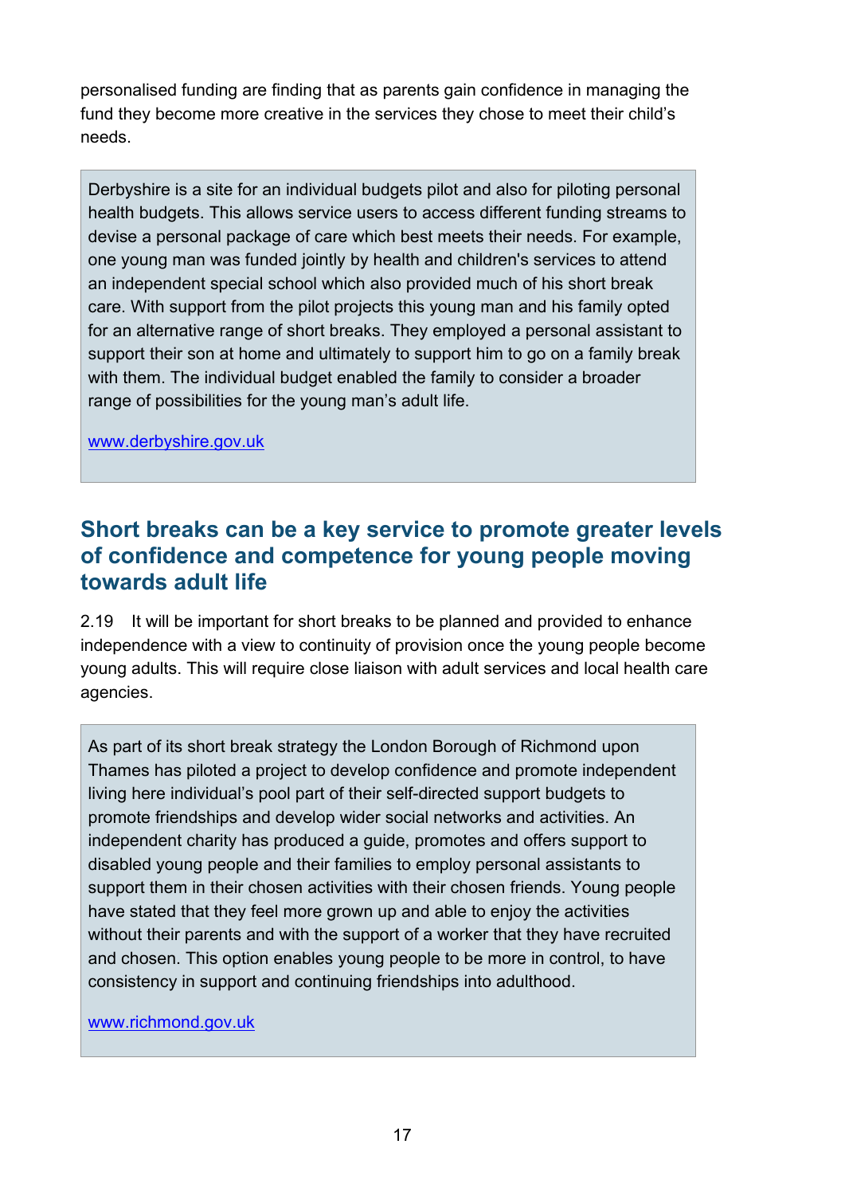personalised funding are finding that as parents gain confidence in managing the fund they become more creative in the services they chose to meet their child's needs.

> Derbyshire is a site for an individual budgets pilot and also for piloting personal health budgets. This allows service users to access different funding streams to devise a personal package of care which best meets their needs. For example, one young man was funded jointly by health and children's services to attend an independent special school which also provided much of his short break care. With support from the pilot projects this young man and his family opted for an alternative range of short breaks. They employed a personal assistant to support their son at home and ultimately to support him to go on a family break with them. The individual budget enabled the family to consider a broader range of possibilities for the young man's adult life.
>
> [www.derbyshire.gov.uk](http://www.derbyshire.gov.uk)

## Short breaks can be a key service to promote greater levels of confidence and competence for young people moving towards adult life

2.19 It will be important for short breaks to be planned and provided to enhance independence with a view to continuity of provision once the young people become young adults. This will require close liaison with adult services and local health care agencies.

> As part of its short break strategy the London Borough of Richmond upon Thames has piloted a project to develop confidence and promote independent living here individual's pool part of their self-directed support budgets to promote friendships and develop wider social networks and activities. An independent charity has produced a guide, promotes and offers support to disabled young people and their families to employ personal assistants to support them in their chosen activities with their chosen friends. Young people have stated that they feel more grown up and able to enjoy the activities without their parents and with the support of a worker that they have recruited and chosen. This option enables young people to be more in control, to have consistency in support and continuing friendships into adulthood.
>
> [www.richmond.gov.uk](http://www.richmond.gov.uk)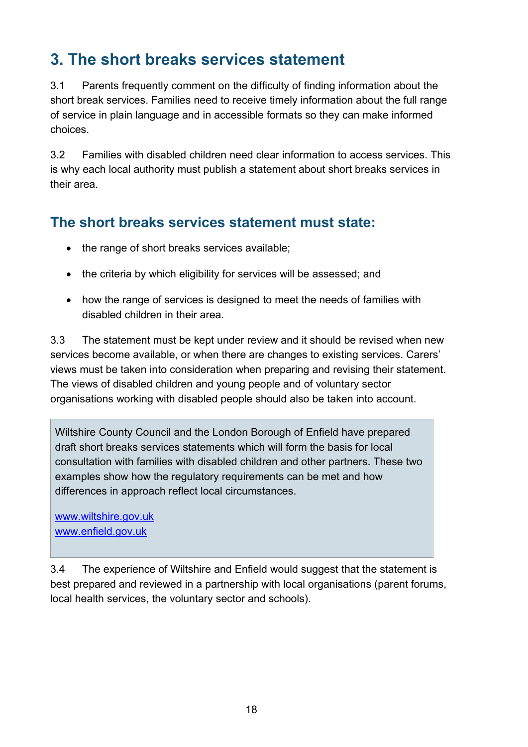## 3. The short breaks services statement

3.1 Parents frequently comment on the difficulty of finding information about the short break services. Families need to receive timely information about the full range of service in plain language and in accessible formats so they can make informed choices.

3.2 Families with disabled children need clear information to access services. This is why each local authority must publish a statement about short breaks services in their area.

### The short breaks services statement must state:

- the range of short breaks services available;
- the criteria by which eligibility for services will be assessed; and
- how the range of services is designed to meet the needs of families with disabled children in their area.

3.3 The statement must be kept under review and it should be revised when new services become available, or when there are changes to existing services. Carers' views must be taken into consideration when preparing and revising their statement. The views of disabled children and young people and of voluntary sector organisations working with disabled people should also be taken into account.

> Wiltshire County Council and the London Borough of Enfield have prepared draft short breaks services statements which will form the basis for local consultation with families with disabled children and other partners. These two examples show how the regulatory requirements can be met and how differences in approach reflect local circumstances.
>
> www.wiltshire.gov.uk
> www.enfield.gov.uk

3.4 The experience of Wiltshire and Enfield would suggest that the statement is best prepared and reviewed in a partnership with local organisations (parent forums, local health services, the voluntary sector and schools).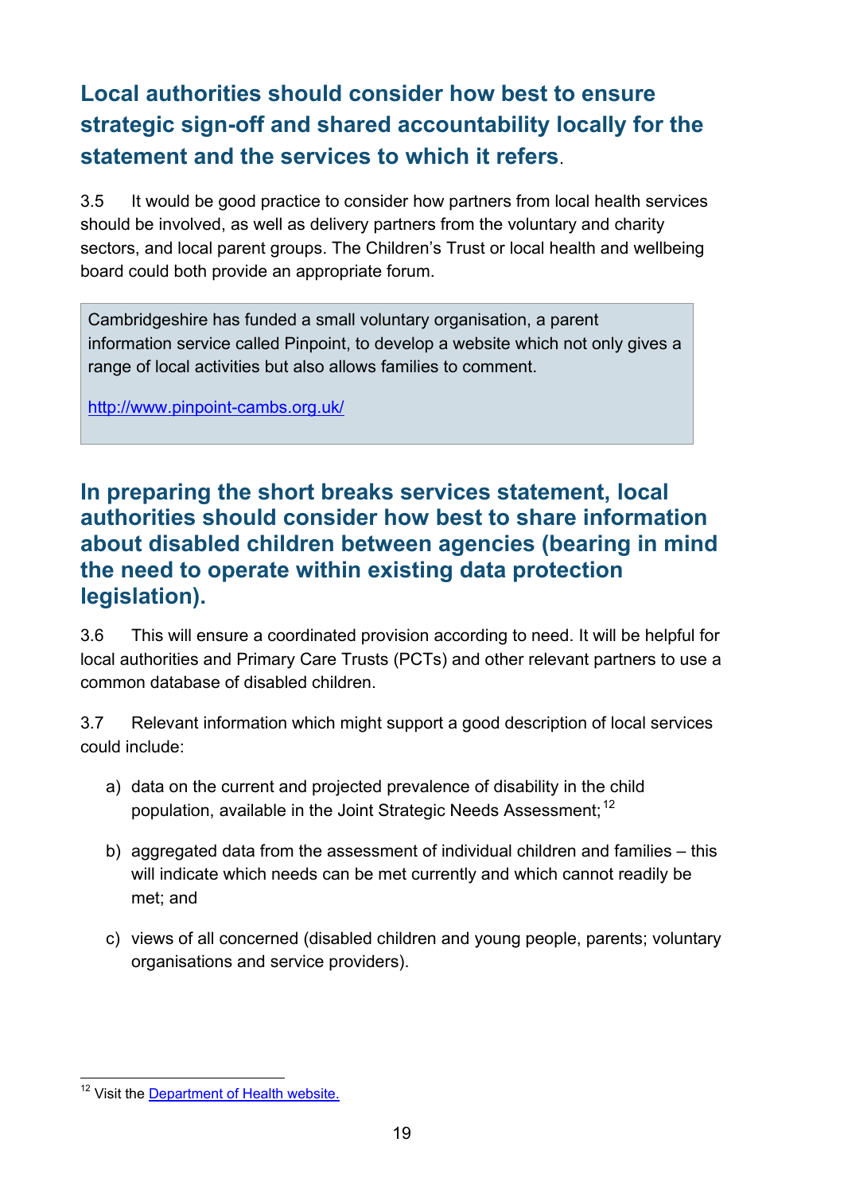## Local authorities should consider how best to ensure strategic sign-off and shared accountability locally for the statement and the services to which it refers.

3.5 It would be good practice to consider how partners from local health services should be involved, as well as delivery partners from the voluntary and charity sectors, and local parent groups. The Children's Trust or local health and wellbeing board could both provide an appropriate forum.

> Cambridgeshire has funded a small voluntary organisation, a parent information service called Pinpoint, to develop a website which not only gives a range of local activities but also allows families to comment.
>
> [http://www.pinpoint-cambs.org.uk/](http://www.pinpoint-cambs.org.uk/)

## In preparing the short breaks services statement, local authorities should consider how best to share information about disabled children between agencies (bearing in mind the need to operate within existing data protection legislation).

3.6 This will ensure a coordinated provision according to need. It will be helpful for local authorities and Primary Care Trusts (PCTs) and other relevant partners to use a common database of disabled children.

3.7 Relevant information which might support a good description of local services could include:

a) data on the current and projected prevalence of disability in the child population, available in the Joint Strategic Needs Assessment;[12]

b) aggregated data from the assessment of individual children and families – this will indicate which needs can be met currently and which cannot readily be met; and

c) views of all concerned (disabled children and young people, parents; voluntary organisations and service providers).

---

[12] Visit the Department of Health website.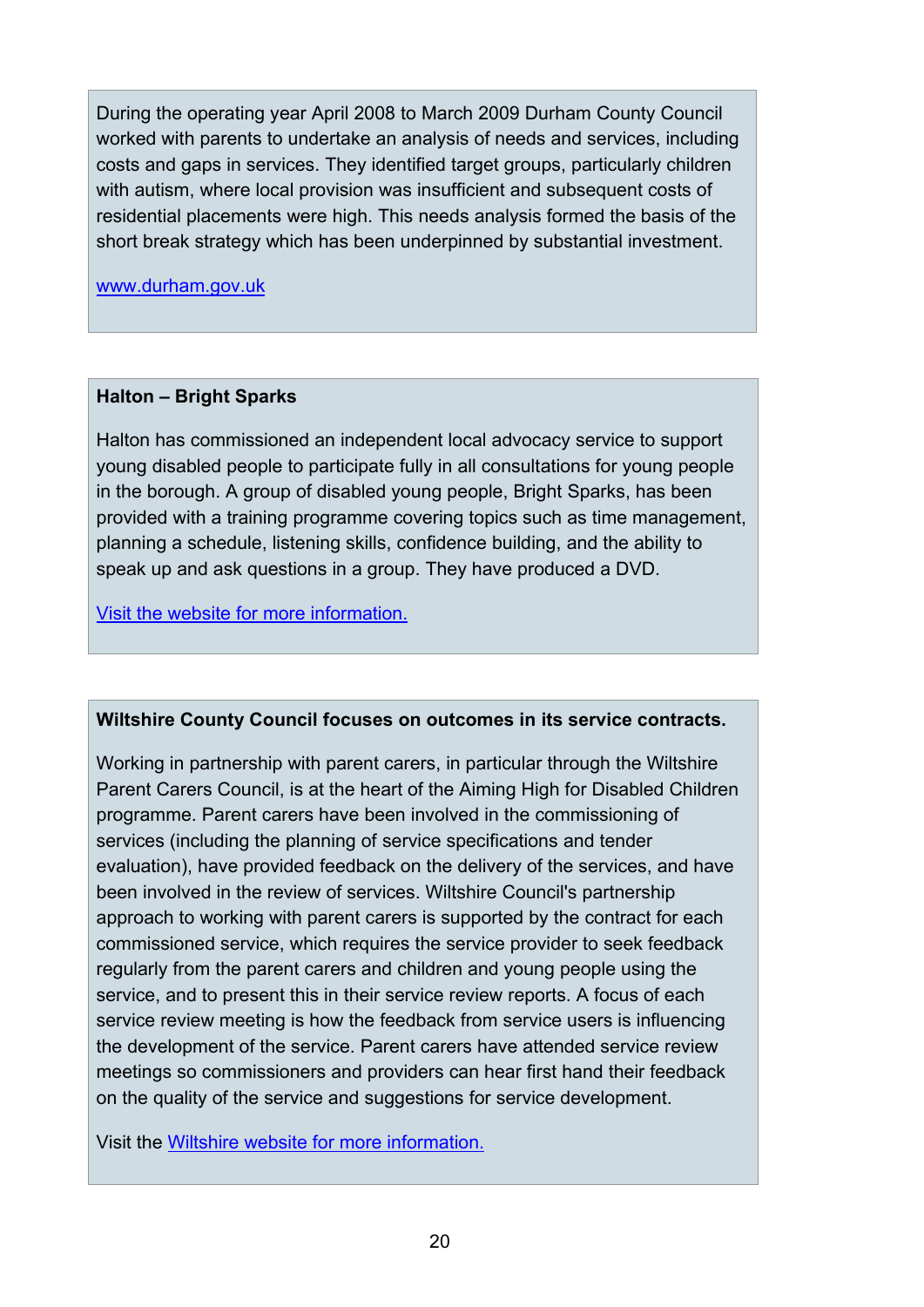During the operating year April 2008 to March 2009 Durham County Council worked with parents to undertake an analysis of needs and services, including costs and gaps in services. They identified target groups, particularly children with autism, where local provision was insufficient and subsequent costs of residential placements were high. This needs analysis formed the basis of the short break strategy which has been underpinned by substantial investment.

[www.durham.gov.uk](http://www.durham.gov.uk)

**Halton – Bright Sparks**

Halton has commissioned an independent local advocacy service to support young disabled people to participate fully in all consultations for young people in the borough. A group of disabled young people, Bright Sparks, has been provided with a training programme covering topics such as time management, planning a schedule, listening skills, confidence building, and the ability to speak up and ask questions in a group. They have produced a DVD.

Visit the website for more information.

**Wiltshire County Council focuses on outcomes in its service contracts.**

Working in partnership with parent carers, in particular through the Wiltshire Parent Carers Council, is at the heart of the Aiming High for Disabled Children programme. Parent carers have been involved in the commissioning of services (including the planning of service specifications and tender evaluation), have provided feedback on the delivery of the services, and have been involved in the review of services. Wiltshire Council's partnership approach to working with parent carers is supported by the contract for each commissioned service, which requires the service provider to seek feedback regularly from the parent carers and children and young people using the service, and to present this in their service review reports. A focus of each service review meeting is how the feedback from service users is influencing the development of the service. Parent carers have attended service review meetings so commissioners and providers can hear first hand their feedback on the quality of the service and suggestions for service development.

Visit the Wiltshire website for more information.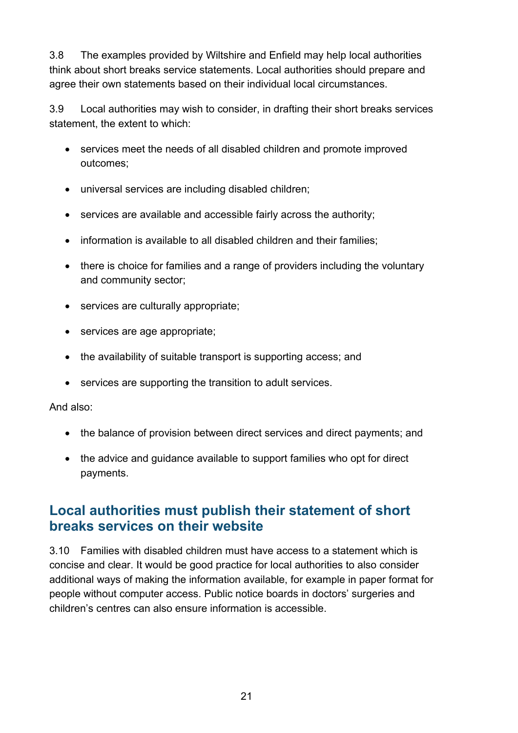3.8 The examples provided by Wiltshire and Enfield may help local authorities think about short breaks service statements. Local authorities should prepare and agree their own statements based on their individual local circumstances.

3.9 Local authorities may wish to consider, in drafting their short breaks services statement, the extent to which:

- services meet the needs of all disabled children and promote improved outcomes;
- universal services are including disabled children;
- services are available and accessible fairly across the authority;
- information is available to all disabled children and their families;
- there is choice for families and a range of providers including the voluntary and community sector;
- services are culturally appropriate;
- services are age appropriate;
- the availability of suitable transport is supporting access; and
- services are supporting the transition to adult services.

And also:

- the balance of provision between direct services and direct payments; and
- the advice and guidance available to support families who opt for direct payments.

## Local authorities must publish their statement of short breaks services on their website

3.10 Families with disabled children must have access to a statement which is concise and clear. It would be good practice for local authorities to also consider additional ways of making the information available, for example in paper format for people without computer access. Public notice boards in doctors' surgeries and children's centres can also ensure information is accessible.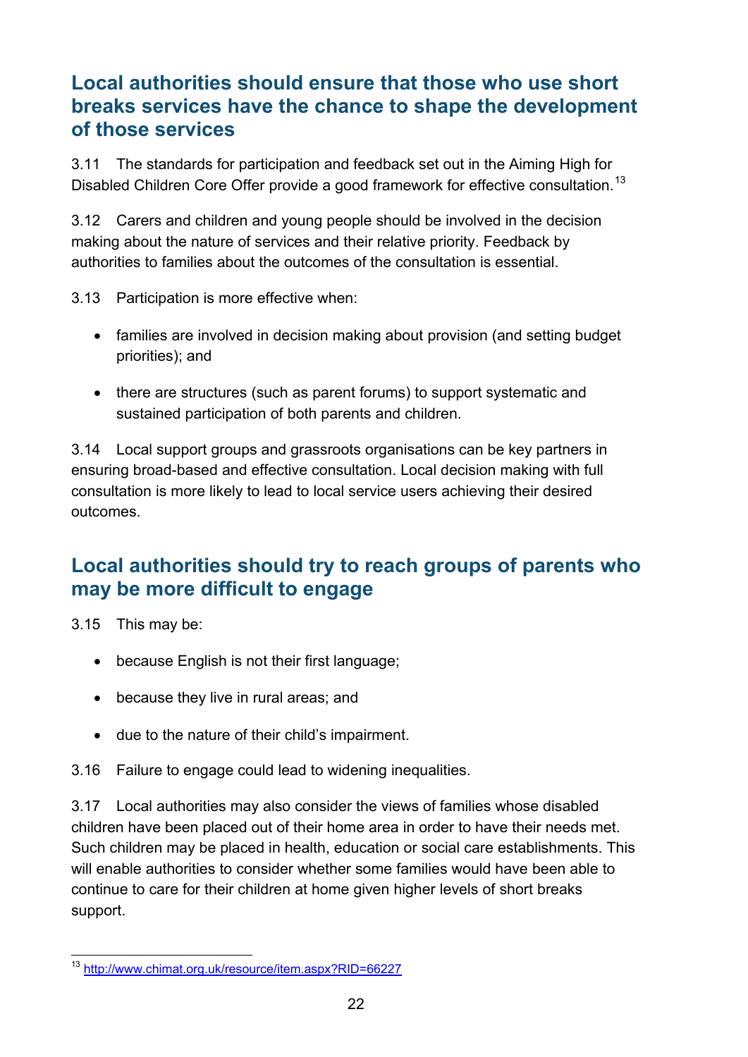## Local authorities should ensure that those who use short breaks services have the chance to shape the development of those services

3.11 The standards for participation and feedback set out in the Aiming High for Disabled Children Core Offer provide a good framework for effective consultation.[13]

3.12 Carers and children and young people should be involved in the decision making about the nature of services and their relative priority. Feedback by authorities to families about the outcomes of the consultation is essential.

3.13 Participation is more effective when:

- families are involved in decision making about provision (and setting budget priorities); and
- there are structures (such as parent forums) to support systematic and sustained participation of both parents and children.

3.14 Local support groups and grassroots organisations can be key partners in ensuring broad-based and effective consultation. Local decision making with full consultation is more likely to lead to local service users achieving their desired outcomes.

## Local authorities should try to reach groups of parents who may be more difficult to engage

3.15 This may be:

- because English is not their first language;
- because they live in rural areas; and
- due to the nature of their child's impairment.

3.16 Failure to engage could lead to widening inequalities.

3.17 Local authorities may also consider the views of families whose disabled children have been placed out of their home area in order to have their needs met. Such children may be placed in health, education or social care establishments. This will enable authorities to consider whether some families would have been able to continue to care for their children at home given higher levels of short breaks support.

[13] http://www.chimat.org.uk/resource/item.aspx?RID=66227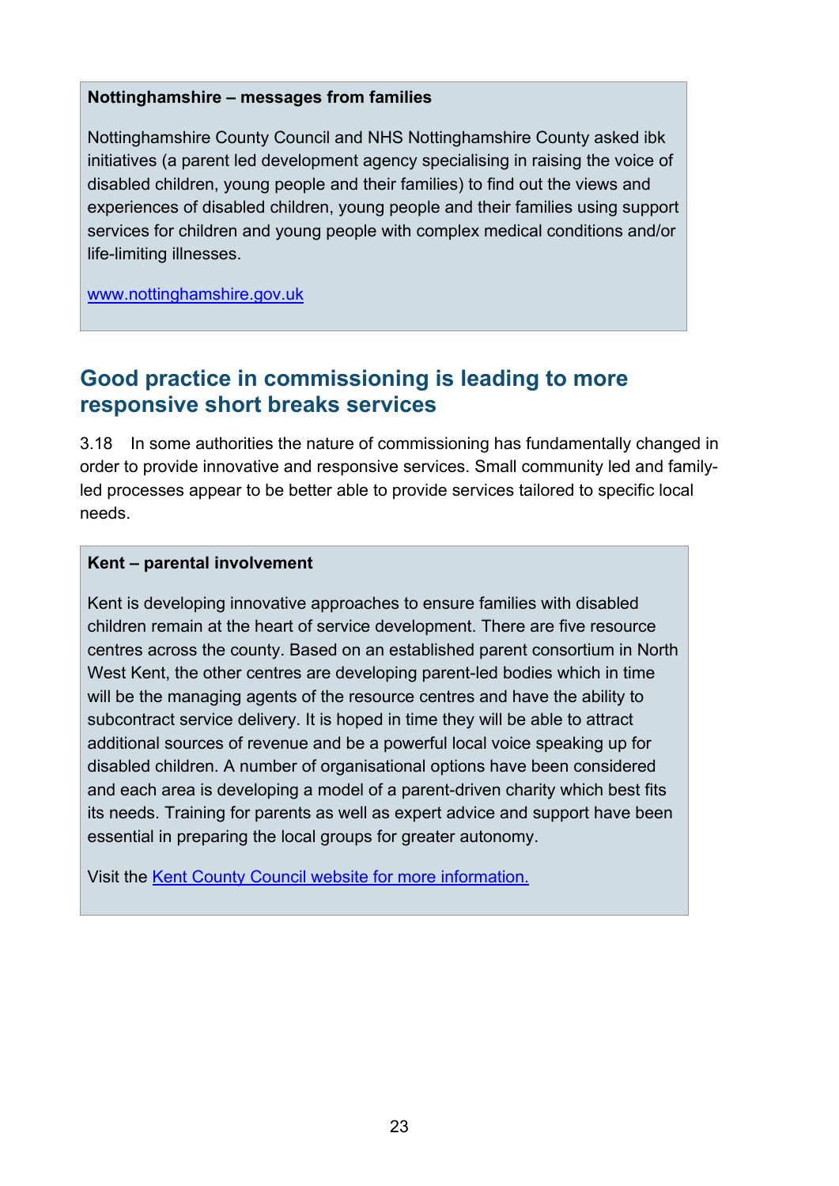**Nottinghamshire – messages from families**

Nottinghamshire County Council and NHS Nottinghamshire County asked ibk initiatives (a parent led development agency specialising in raising the voice of disabled children, young people and their families) to find out the views and experiences of disabled children, young people and their families using support services for children and young people with complex medical conditions and/or life-limiting illnesses.

[www.nottinghamshire.gov.uk](http://www.nottinghamshire.gov.uk)

## Good practice in commissioning is leading to more responsive short breaks services

3.18 In some authorities the nature of commissioning has fundamentally changed in order to provide innovative and responsive services. Small community led and family-led processes appear to be better able to provide services tailored to specific local needs.

**Kent – parental involvement**

Kent is developing innovative approaches to ensure families with disabled children remain at the heart of service development. There are five resource centres across the county. Based on an established parent consortium in North West Kent, the other centres are developing parent-led bodies which in time will be the managing agents of the resource centres and have the ability to subcontract service delivery. It is hoped in time they will be able to attract additional sources of revenue and be a powerful local voice speaking up for disabled children. A number of organisational options have been considered and each area is developing a model of a parent-driven charity which best fits its needs. Training for parents as well as expert advice and support have been essential in preparing the local groups for greater autonomy.

Visit the Kent County Council website for more information.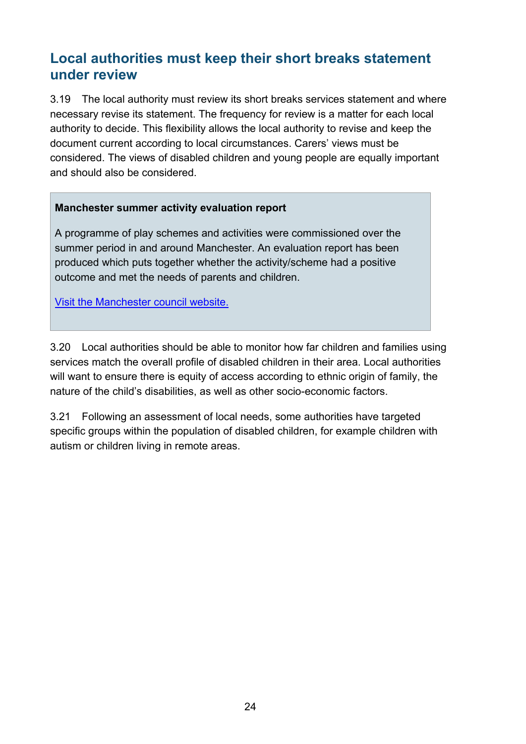## Local authorities must keep their short breaks statement under review

3.19 The local authority must review its short breaks services statement and where necessary revise its statement. The frequency for review is a matter for each local authority to decide. This flexibility allows the local authority to revise and keep the document current according to local circumstances. Carers' views must be considered. The views of disabled children and young people are equally important and should also be considered.

> **Manchester summer activity evaluation report**
>
> A programme of play schemes and activities were commissioned over the summer period in and around Manchester. An evaluation report has been produced which puts together whether the activity/scheme had a positive outcome and met the needs of parents and children.
>
> Visit the Manchester council website.

3.20 Local authorities should be able to monitor how far children and families using services match the overall profile of disabled children in their area. Local authorities will want to ensure there is equity of access according to ethnic origin of family, the nature of the child's disabilities, as well as other socio-economic factors.

3.21 Following an assessment of local needs, some authorities have targeted specific groups within the population of disabled children, for example children with autism or children living in remote areas.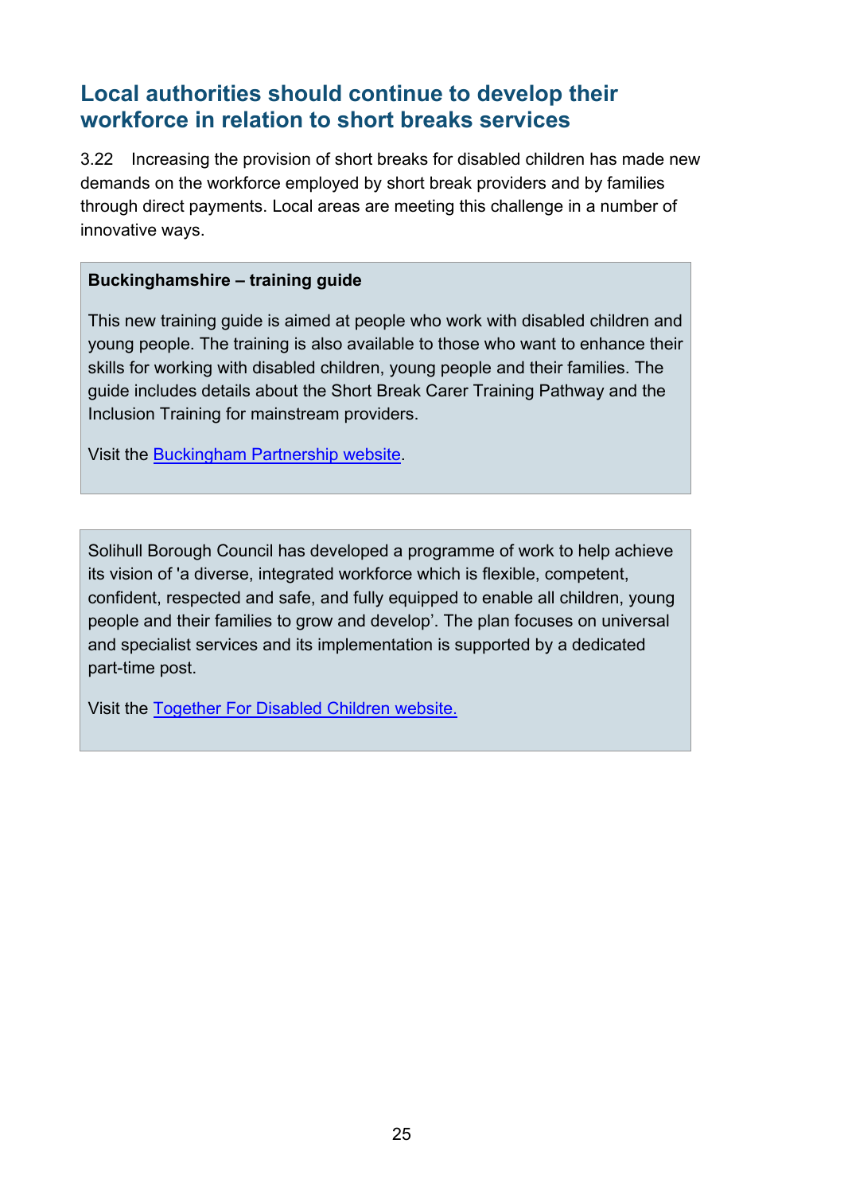## Local authorities should continue to develop their workforce in relation to short breaks services

3.22 Increasing the provision of short breaks for disabled children has made new demands on the workforce employed by short break providers and by families through direct payments. Local areas are meeting this challenge in a number of innovative ways.

> **Buckinghamshire – training guide**
>
> This new training guide is aimed at people who work with disabled children and young people. The training is also available to those who want to enhance their skills for working with disabled children, young people and their families. The guide includes details about the Short Break Carer Training Pathway and the Inclusion Training for mainstream providers.
>
> Visit the Buckingham Partnership website.

> Solihull Borough Council has developed a programme of work to help achieve its vision of 'a diverse, integrated workforce which is flexible, competent, confident, respected and safe, and fully equipped to enable all children, young people and their families to grow and develop'. The plan focuses on universal and specialist services and its implementation is supported by a dedicated part-time post.
>
> Visit the Together For Disabled Children website.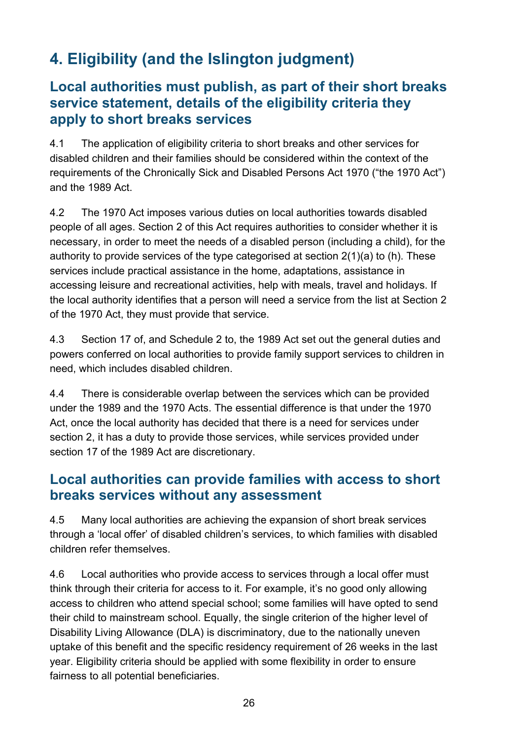# 4. Eligibility (and the Islington judgment)

## Local authorities must publish, as part of their short breaks service statement, details of the eligibility criteria they apply to short breaks services

4.1 The application of eligibility criteria to short breaks and other services for disabled children and their families should be considered within the context of the requirements of the Chronically Sick and Disabled Persons Act 1970 ("the 1970 Act") and the 1989 Act.

4.2 The 1970 Act imposes various duties on local authorities towards disabled people of all ages. Section 2 of this Act requires authorities to consider whether it is necessary, in order to meet the needs of a disabled person (including a child), for the authority to provide services of the type categorised at section 2(1)(a) to (h). These services include practical assistance in the home, adaptations, assistance in accessing leisure and recreational activities, help with meals, travel and holidays. If the local authority identifies that a person will need a service from the list at Section 2 of the 1970 Act, they must provide that service.

4.3 Section 17 of, and Schedule 2 to, the 1989 Act set out the general duties and powers conferred on local authorities to provide family support services to children in need, which includes disabled children.

4.4 There is considerable overlap between the services which can be provided under the 1989 and the 1970 Acts. The essential difference is that under the 1970 Act, once the local authority has decided that there is a need for services under section 2, it has a duty to provide those services, while services provided under section 17 of the 1989 Act are discretionary.

## Local authorities can provide families with access to short breaks services without any assessment

4.5 Many local authorities are achieving the expansion of short break services through a 'local offer' of disabled children's services, to which families with disabled children refer themselves.

4.6 Local authorities who provide access to services through a local offer must think through their criteria for access to it. For example, it's no good only allowing access to children who attend special school; some families will have opted to send their child to mainstream school. Equally, the single criterion of the higher level of Disability Living Allowance (DLA) is discriminatory, due to the nationally uneven uptake of this benefit and the specific residency requirement of 26 weeks in the last year. Eligibility criteria should be applied with some flexibility in order to ensure fairness to all potential beneficiaries.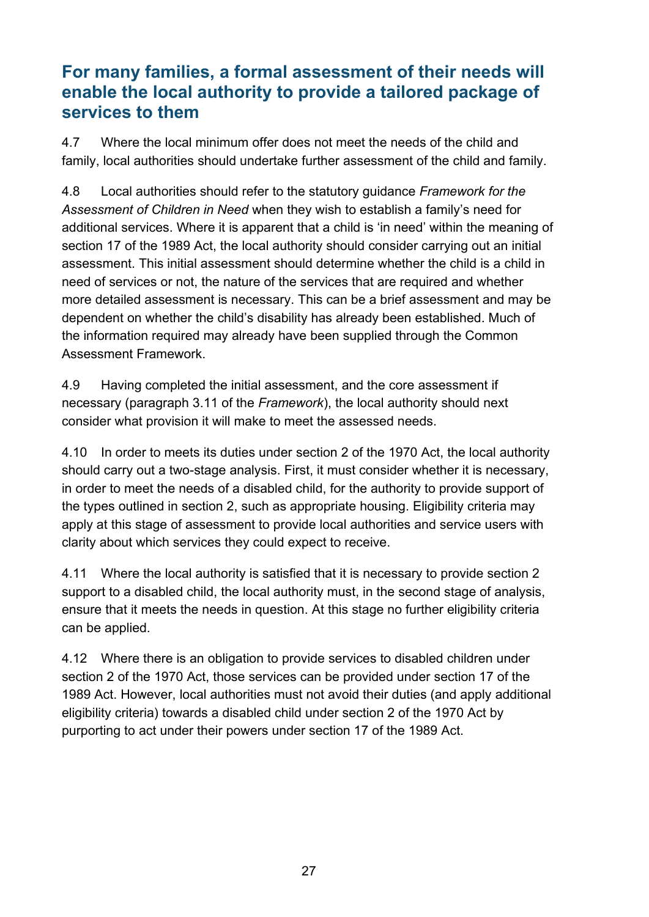## For many families, a formal assessment of their needs will enable the local authority to provide a tailored package of services to them

4.7 Where the local minimum offer does not meet the needs of the child and family, local authorities should undertake further assessment of the child and family.

4.8 Local authorities should refer to the statutory guidance *Framework for the Assessment of Children in Need* when they wish to establish a family's need for additional services. Where it is apparent that a child is 'in need' within the meaning of section 17 of the 1989 Act, the local authority should consider carrying out an initial assessment. This initial assessment should determine whether the child is a child in need of services or not, the nature of the services that are required and whether more detailed assessment is necessary. This can be a brief assessment and may be dependent on whether the child's disability has already been established. Much of the information required may already have been supplied through the Common Assessment Framework.

4.9 Having completed the initial assessment, and the core assessment if necessary (paragraph 3.11 of the *Framework*), the local authority should next consider what provision it will make to meet the assessed needs.

4.10 In order to meets its duties under section 2 of the 1970 Act, the local authority should carry out a two-stage analysis. First, it must consider whether it is necessary, in order to meet the needs of a disabled child, for the authority to provide support of the types outlined in section 2, such as appropriate housing. Eligibility criteria may apply at this stage of assessment to provide local authorities and service users with clarity about which services they could expect to receive.

4.11 Where the local authority is satisfied that it is necessary to provide section 2 support to a disabled child, the local authority must, in the second stage of analysis, ensure that it meets the needs in question. At this stage no further eligibility criteria can be applied.

4.12 Where there is an obligation to provide services to disabled children under section 2 of the 1970 Act, those services can be provided under section 17 of the 1989 Act. However, local authorities must not avoid their duties (and apply additional eligibility criteria) towards a disabled child under section 2 of the 1970 Act by purporting to act under their powers under section 17 of the 1989 Act.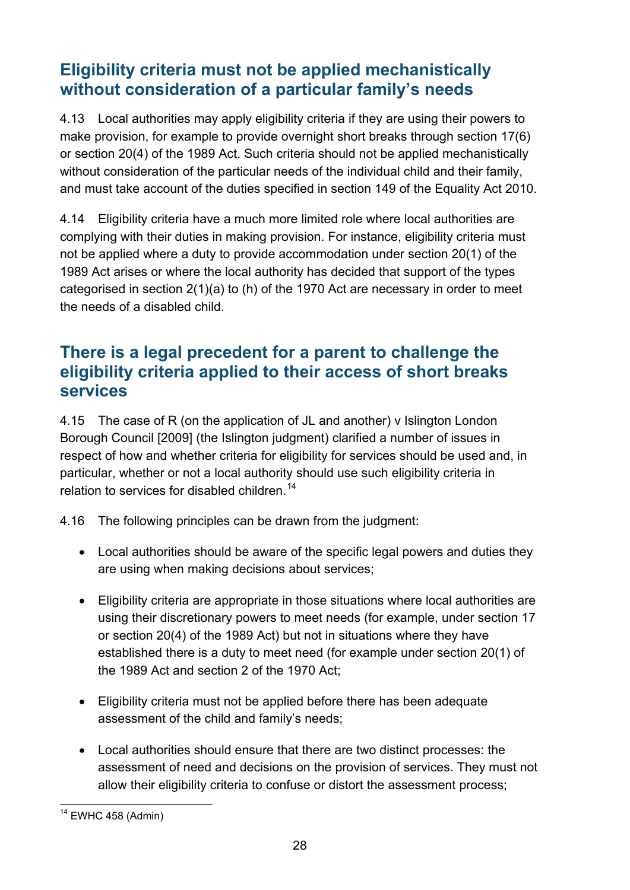## Eligibility criteria must not be applied mechanistically without consideration of a particular family's needs

4.13 Local authorities may apply eligibility criteria if they are using their powers to make provision, for example to provide overnight short breaks through section 17(6) or section 20(4) of the 1989 Act. Such criteria should not be applied mechanistically without consideration of the particular needs of the individual child and their family, and must take account of the duties specified in section 149 of the Equality Act 2010.

4.14 Eligibility criteria have a much more limited role where local authorities are complying with their duties in making provision. For instance, eligibility criteria must not be applied where a duty to provide accommodation under section 20(1) of the 1989 Act arises or where the local authority has decided that support of the types categorised in section 2(1)(a) to (h) of the 1970 Act are necessary in order to meet the needs of a disabled child.

## There is a legal precedent for a parent to challenge the eligibility criteria applied to their access of short breaks services

4.15 The case of R (on the application of JL and another) v Islington London Borough Council [2009] (the Islington judgment) clarified a number of issues in respect of how and whether criteria for eligibility for services should be used and, in particular, whether or not a local authority should use such eligibility criteria in relation to services for disabled children.[14]

4.16 The following principles can be drawn from the judgment:

- Local authorities should be aware of the specific legal powers and duties they are using when making decisions about services;
- Eligibility criteria are appropriate in those situations where local authorities are using their discretionary powers to meet needs (for example, under section 17 or section 20(4) of the 1989 Act) but not in situations where they have established there is a duty to meet need (for example under section 20(1) of the 1989 Act and section 2 of the 1970 Act;
- Eligibility criteria must not be applied before there has been adequate assessment of the child and family's needs;
- Local authorities should ensure that there are two distinct processes: the assessment of need and decisions on the provision of services. They must not allow their eligibility criteria to confuse or distort the assessment process;

[14] EWHC 458 (Admin)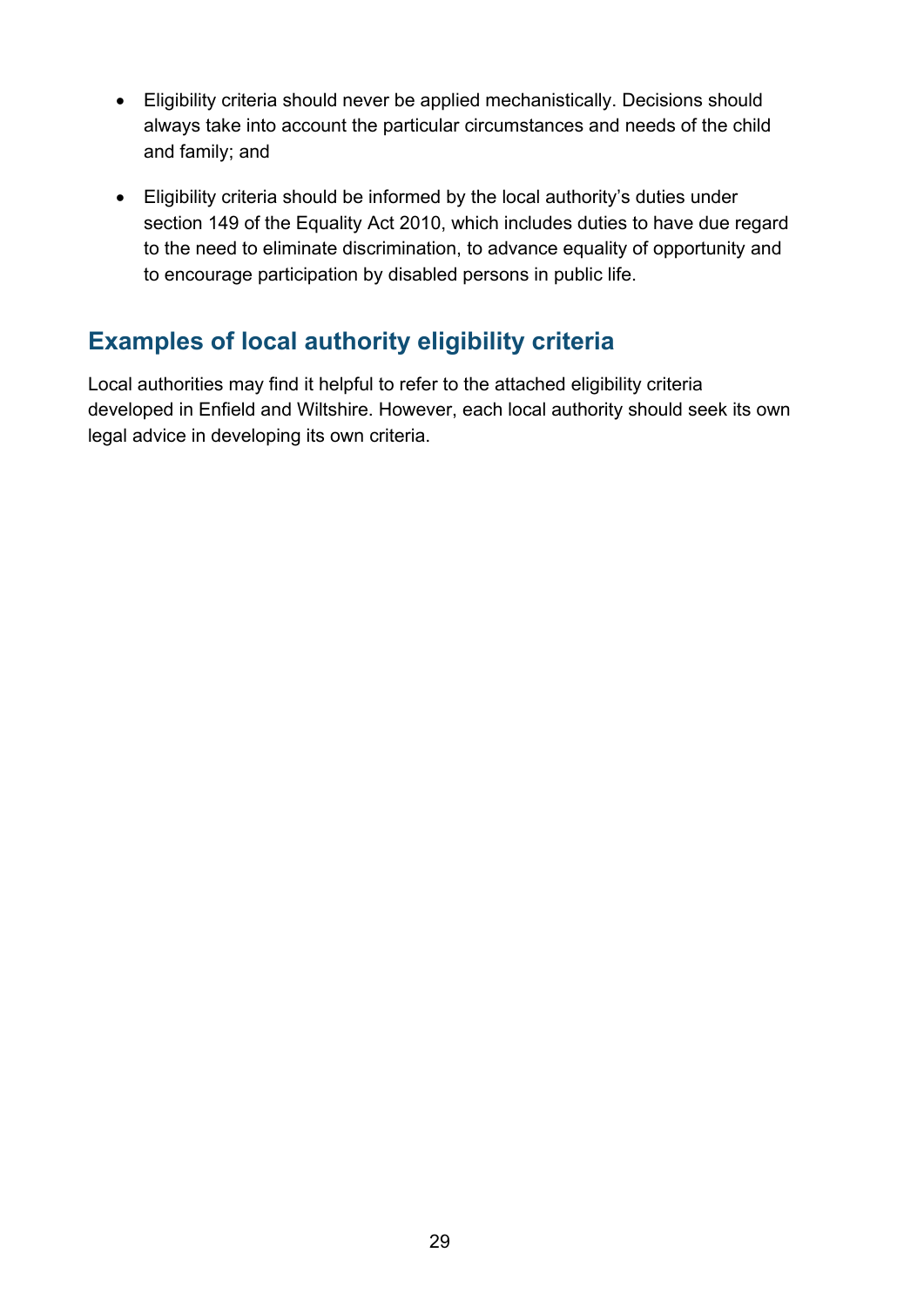- Eligibility criteria should never be applied mechanistically. Decisions should always take into account the particular circumstances and needs of the child and family; and

- Eligibility criteria should be informed by the local authority's duties under section 149 of the Equality Act 2010, which includes duties to have due regard to the need to eliminate discrimination, to advance equality of opportunity and to encourage participation by disabled persons in public life.

## Examples of local authority eligibility criteria

Local authorities may find it helpful to refer to the attached eligibility criteria developed in Enfield and Wiltshire. However, each local authority should seek its own legal advice in developing its own criteria.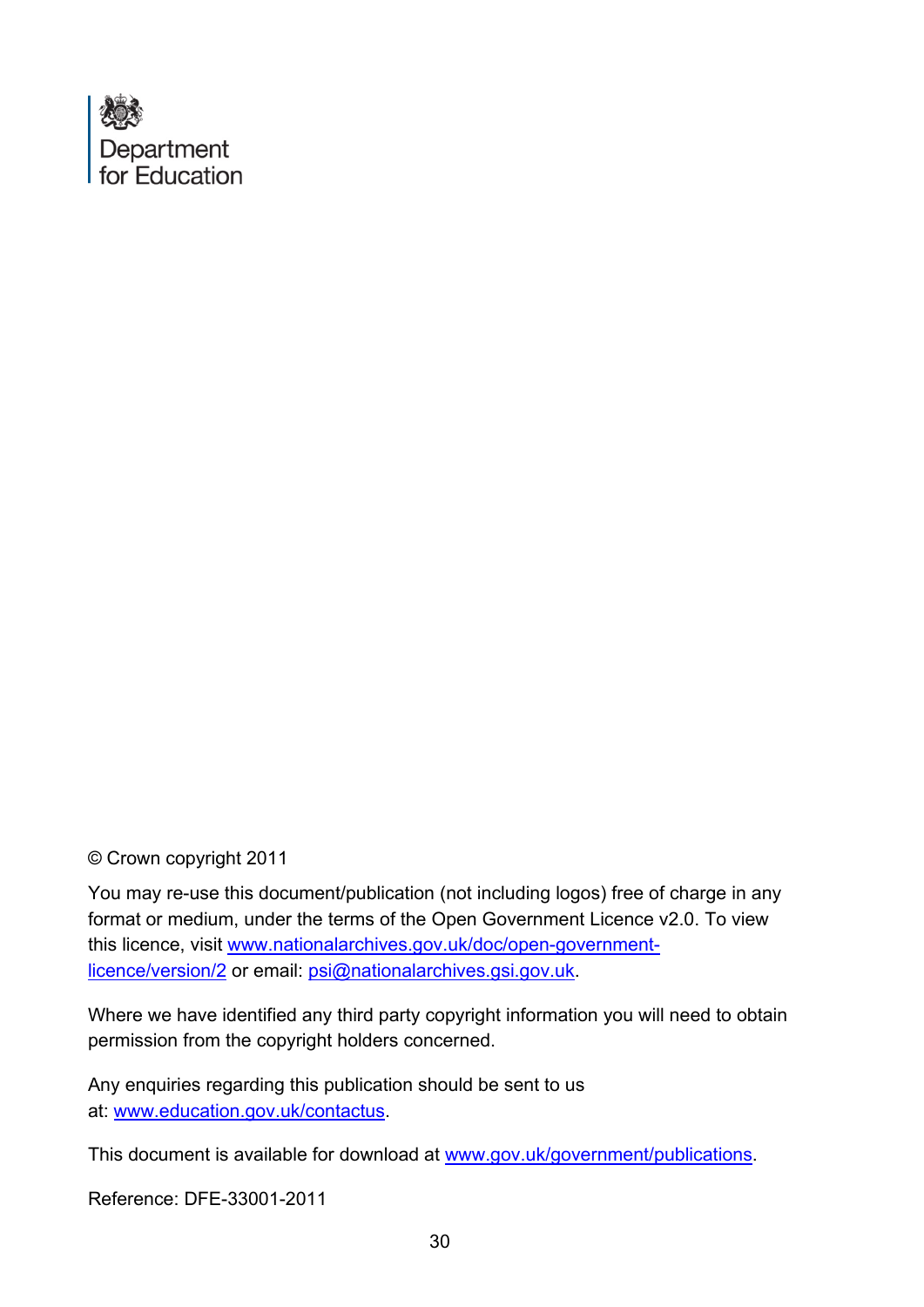Department for Education

© Crown copyright 2011

You may re-use this document/publication (not including logos) free of charge in any format or medium, under the terms of the Open Government Licence v2.0. To view this licence, visit www.nationalarchives.gov.uk/doc/open-government-licence/version/2 or email: psi@nationalarchives.gsi.gov.uk.

Where we have identified any third party copyright information you will need to obtain permission from the copyright holders concerned.

Any enquiries regarding this publication should be sent to us at: www.education.gov.uk/contactus.

This document is available for download at www.gov.uk/government/publications.

Reference: DFE-33001-2011